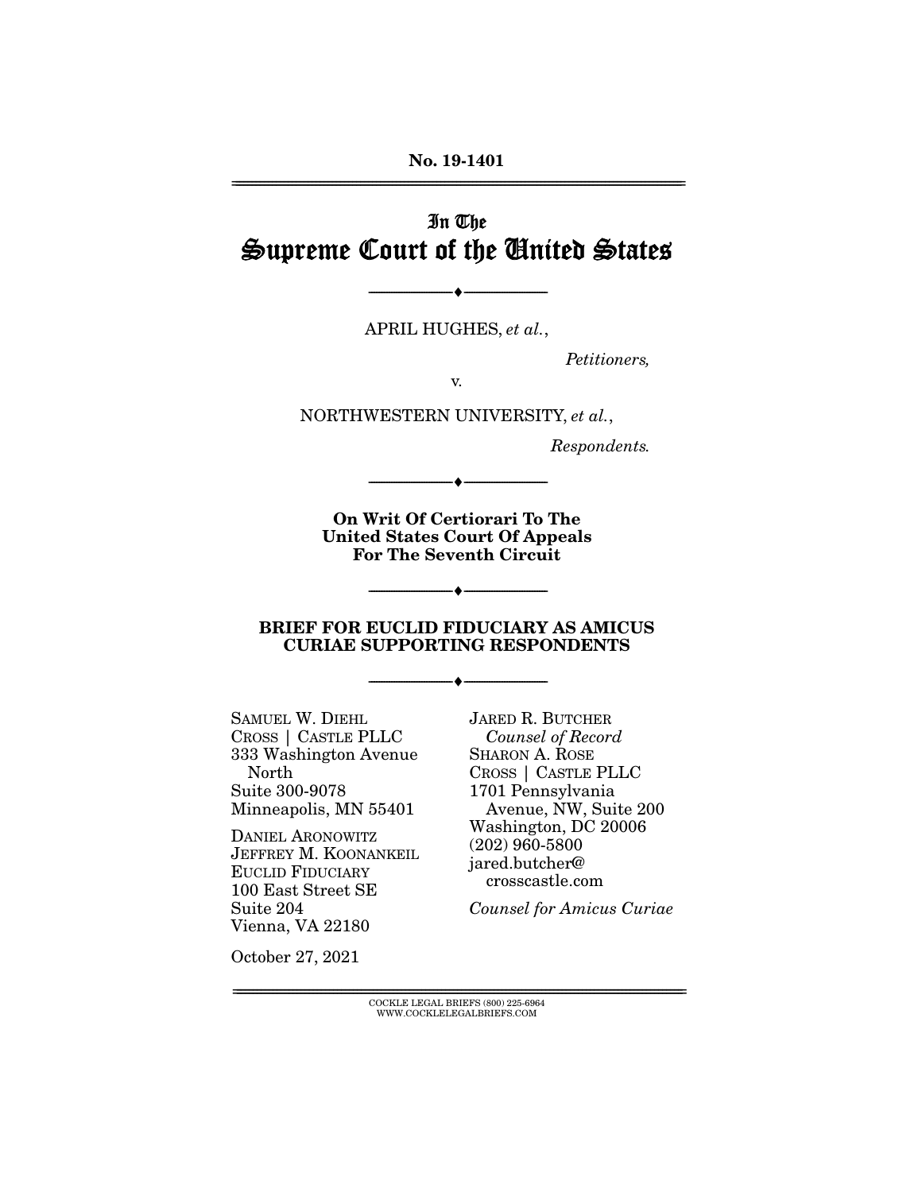**No. 19-1401**

---

# In The Supreme Court of the United States

---

APRIL HUGHES, *et al.*,

*Petitioners,*

v.

NORTHWESTERN UNIVERSITY, *et al.*,

*Respondents.*

---

**On Writ Of Certiorari To The United States Court Of Appeals For The Seventh Circuit**

---

**BRIEF FOR EUCLID FIDUCIARY AS AMICUS CURIAE SUPPORTING RESPONDENTS**

---

SAMUEL W. DIEHL
CROSS | CASTLE PLLC
333 Washington Avenue North
Suite 300-9078
Minneapolis, MN 55401

DANIEL ARONOWITZ
JEFFREY M. KOONANKEIL
EUCLID FIDUCIARY
100 East Street SE
Suite 204
Vienna, VA 22180

October 27, 2021

JARED R. BUTCHER
*Counsel of Record*
SHARON A. ROSE
CROSS | CASTLE PLLC
1701 Pennsylvania Avenue, NW, Suite 200
Washington, DC 20006
(202) 960-5800
jared.butcher@crosscastle.com

*Counsel for Amicus Curiae*

---

COCKLE LEGAL BRIEFS (800) 225-6964
WWW.COCKLELEGALBRIEFS.COM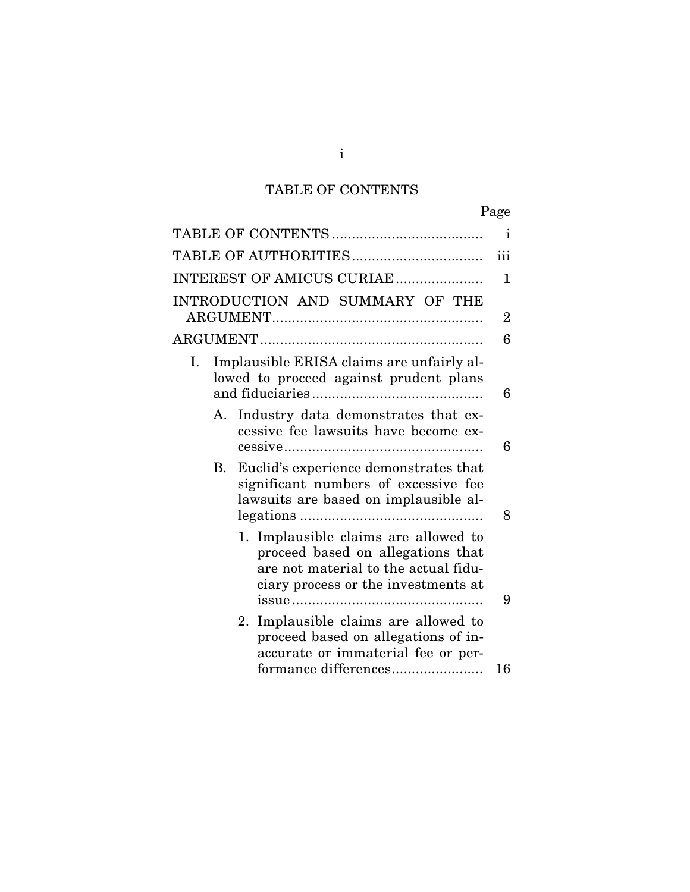# TABLE OF CONTENTS

| | Page |
|---|---|
| TABLE OF CONTENTS | i |
| TABLE OF AUTHORITIES | iii |
| INTEREST OF AMICUS CURIAE | 1 |
| INTRODUCTION AND SUMMARY OF THE ARGUMENT | 2 |
| ARGUMENT | 6 |
| I. Implausible ERISA claims are unfairly allowed to proceed against prudent plans and fiduciaries | 6 |
| A. Industry data demonstrates that excessive fee lawsuits have become excessive | 6 |
| B. Euclid's experience demonstrates that significant numbers of excessive fee lawsuits are based on implausible allegations | 8 |
| 1. Implausible claims are allowed to proceed based on allegations that are not material to the actual fiduciary process or the investments at issue | 9 |
| 2. Implausible claims are allowed to proceed based on allegations of inaccurate or immaterial fee or performance differences | 16 |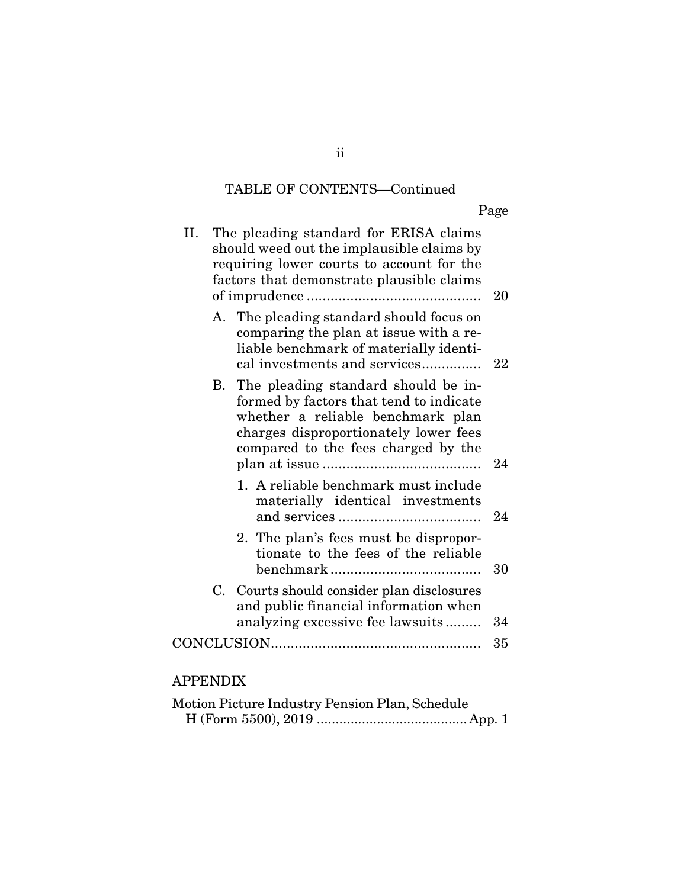TABLE OF CONTENTS—Continued

| | Page |
|---|---|
| II. The pleading standard for ERISA claims should weed out the implausible claims by requiring lower courts to account for the factors that demonstrate plausible claims of imprudence | 20 |
| A. The pleading standard should focus on comparing the plan at issue with a reliable benchmark of materially identical investments and services | 22 |
| B. The pleading standard should be informed by factors that tend to indicate whether a reliable benchmark plan charges disproportionately lower fees compared to the fees charged by the plan at issue | 24 |
| 1. A reliable benchmark must include materially identical investments and services | 24 |
| 2. The plan's fees must be disproportionate to the fees of the reliable benchmark | 30 |
| C. Courts should consider plan disclosures and public financial information when analyzing excessive fee lawsuits | 34 |
| CONCLUSION | 35 |

APPENDIX

| | |
|---|---|
| Motion Picture Industry Pension Plan, Schedule H (Form 5500), 2019 | App. 1 |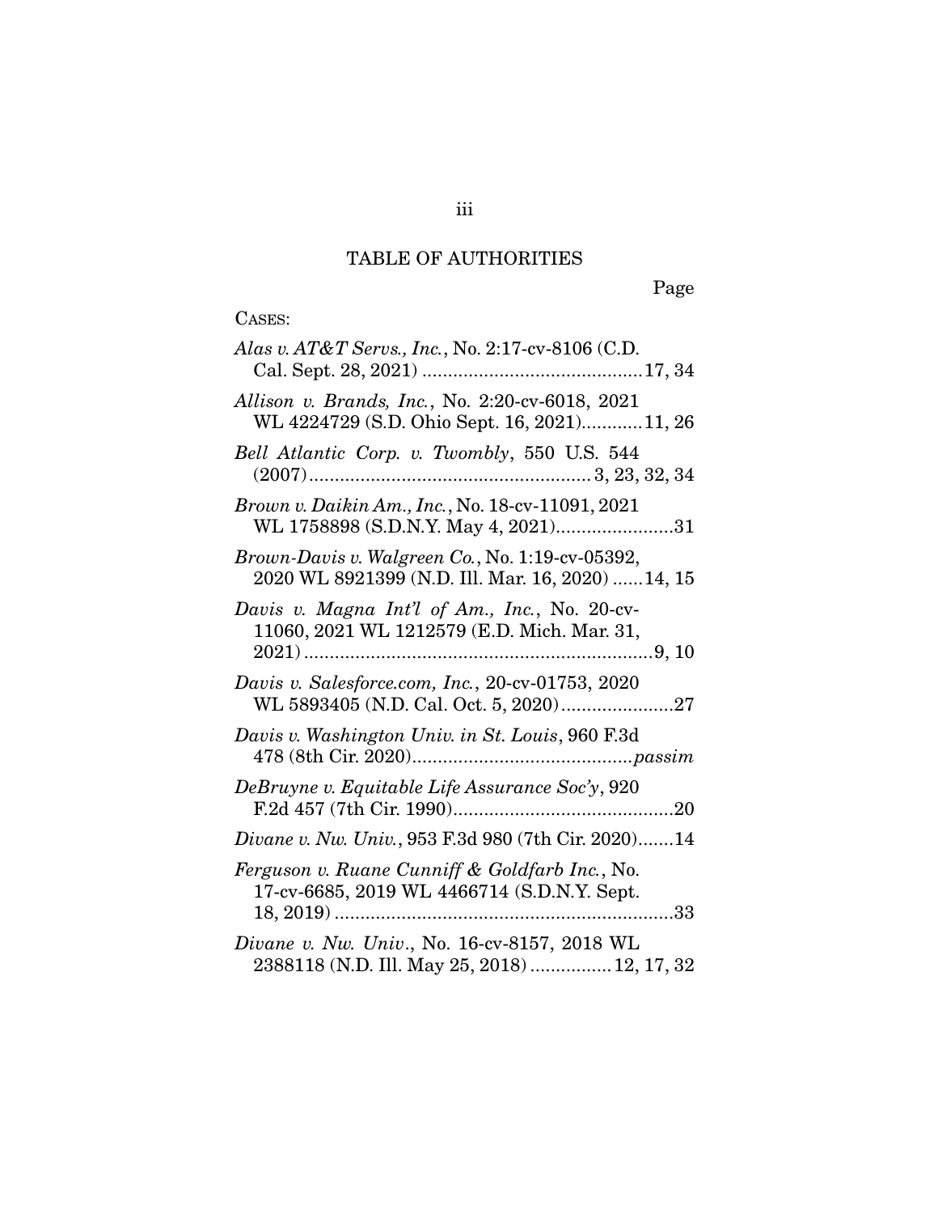## TABLE OF AUTHORITIES

Page

CASES:

*Alas v. AT&T Servs., Inc.*, No. 2:17-cv-8106 (C.D. Cal. Sept. 28, 2021) ........................................... 17, 34

*Allison v. Brands, Inc.*, No. 2:20-cv-6018, 2021 WL 4224729 (S.D. Ohio Sept. 16, 2021)............ 11, 26

*Bell Atlantic Corp. v. Twombly*, 550 U.S. 544 (2007)....................................................... 3, 23, 32, 34

*Brown v. Daikin Am., Inc.*, No. 18-cv-11091, 2021 WL 1758898 (S.D.N.Y. May 4, 2021)....................... 31

*Brown-Davis v. Walgreen Co.*, No. 1:19-cv-05392, 2020 WL 8921399 (N.D. Ill. Mar. 16, 2020) ...... 14, 15

*Davis v. Magna Int'l of Am., Inc.*, No. 20-cv-11060, 2021 WL 1212579 (E.D. Mich. Mar. 31, 2021) .................................................................... 9, 10

*Davis v. Salesforce.com, Inc.*, 20-cv-01753, 2020 WL 5893405 (N.D. Cal. Oct. 5, 2020)...................... 27

*Davis v. Washington Univ. in St. Louis*, 960 F.3d 478 (8th Cir. 2020)........................................... *passim*

*DeBruyne v. Equitable Life Assurance Soc'y*, 920 F.2d 457 (7th Cir. 1990)........................................... 20

*Divane v. Nw. Univ.*, 953 F.3d 980 (7th Cir. 2020)....... 14

*Ferguson v. Ruane Cunniff & Goldfarb Inc.*, No. 17-cv-6685, 2019 WL 4466714 (S.D.N.Y. Sept. 18, 2019) ................................................................... 33

*Divane v. Nw. Univ*., No. 16-cv-8157, 2018 WL 2388118 (N.D. Ill. May 25, 2018) ................ 12, 17, 32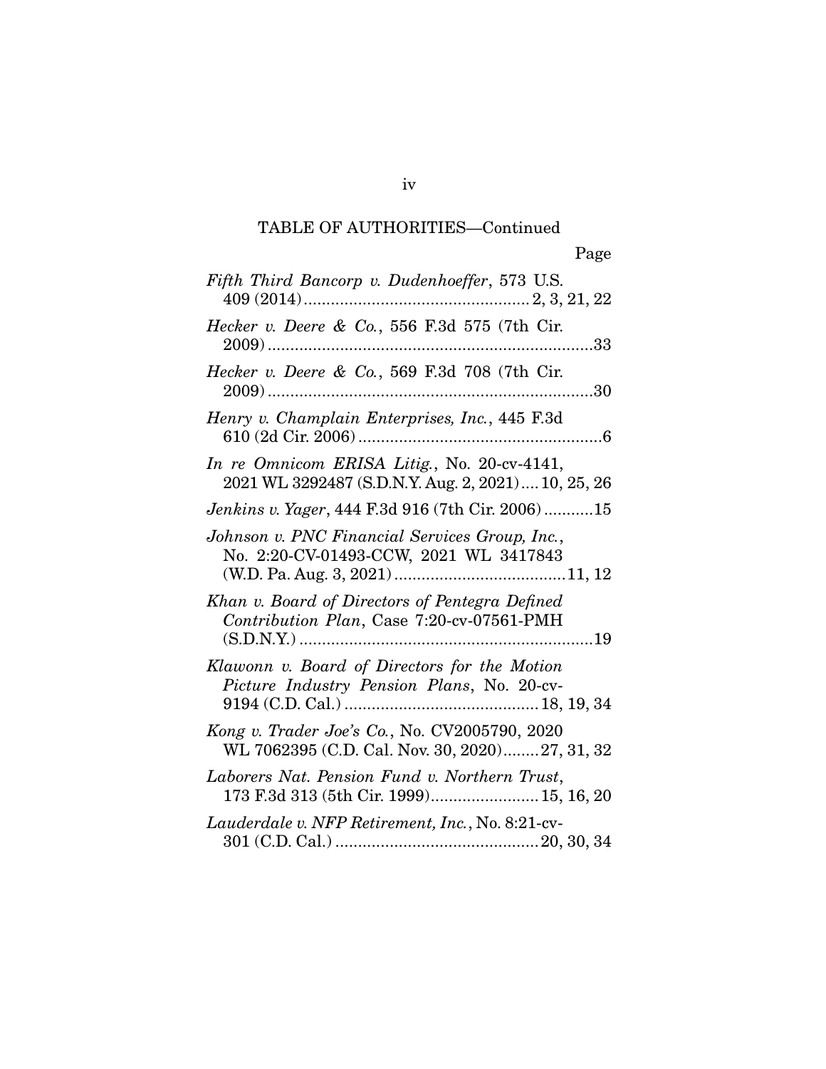TABLE OF AUTHORITIES—Continued

Page

*Fifth Third Bancorp v. Dudenhoeffer*, 573 U.S. 409 (2014) .................................................. 2, 3, 21, 22

*Hecker v. Deere & Co.*, 556 F.3d 575 (7th Cir. 2009) .........................................................................33

*Hecker v. Deere & Co.*, 569 F.3d 708 (7th Cir. 2009) .........................................................................30

*Henry v. Champlain Enterprises, Inc.*, 445 F.3d 610 (2d Cir. 2006) .......................................................6

*In re Omnicom ERISA Litig.*, No. 20-cv-4141, 2021 WL 3292487 (S.D.N.Y. Aug. 2, 2021).... 10, 25, 26

*Jenkins v. Yager*, 444 F.3d 916 (7th Cir. 2006) ...........15

*Johnson v. PNC Financial Services Group, Inc.*, No. 2:20-CV-01493-CCW, 2021 WL 3417843 (W.D. Pa. Aug. 3, 2021) ......................................11, 12

*Khan v. Board of Directors of Pentegra Defined Contribution Plan*, Case 7:20-cv-07561-PMH (S.D.N.Y.) .................................................................19

*Klawonn v. Board of Directors for the Motion Picture Industry Pension Plans*, No. 20-cv-9194 (C.D. Cal.) ........................................... 18, 19, 34

*Kong v. Trader Joe's Co.*, No. CV2005790, 2020 WL 7062395 (C.D. Cal. Nov. 30, 2020)........27, 31, 32

*Laborers Nat. Pension Fund v. Northern Trust*, 173 F.3d 313 (5th Cir. 1999)........................ 15, 16, 20

*Lauderdale v. NFP Retirement, Inc.*, No. 8:21-cv-301 (C.D. Cal.) ............................................. 20, 30, 34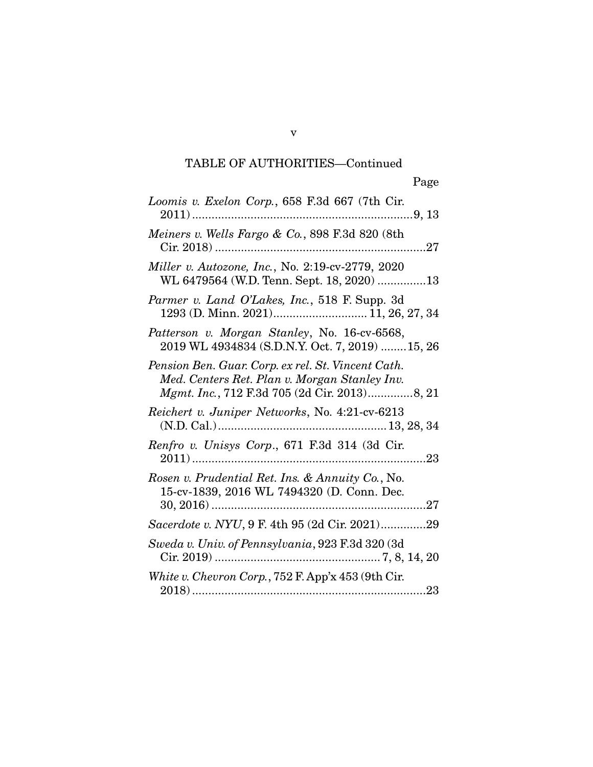TABLE OF AUTHORITIES—Continued

Page

*Loomis v. Exelon Corp.*, 658 F.3d 667 (7th Cir. 2011)....................................................................9, 13

*Meiners v. Wells Fargo & Co.*, 898 F.3d 820 (8th Cir. 2018) ..................................................................27

*Miller v. Autozone, Inc.*, No. 2:19-cv-2779, 2020 WL 6479564 (W.D. Tenn. Sept. 18, 2020) ...............13

*Parmer v. Land O'Lakes, Inc.*, 518 F. Supp. 3d 1293 (D. Minn. 2021)............................ 11, 26, 27, 34

*Patterson v. Morgan Stanley*, No. 16-cv-6568, 2019 WL 4934834 (S.D.N.Y. Oct. 7, 2019) ........15, 26

*Pension Ben. Guar. Corp. ex rel. St. Vincent Cath. Med. Centers Ret. Plan v. Morgan Stanley Inv. Mgmt. Inc.*, 712 F.3d 705 (2d Cir. 2013)..............8, 21

*Reichert v. Juniper Networks*, No. 4:21-cv-6213 (N.D. Cal.)................................................... 13, 28, 34

*Renfro v. Unisys Corp*., 671 F.3d 314 (3d Cir. 2011)........................................................................23

*Rosen v. Prudential Ret. Ins. & Annuity Co.*, No. 15-cv-1839, 2016 WL 7494320 (D. Conn. Dec. 30, 2016) ...................................................................27

*Sacerdote v. NYU*, 9 F. 4th 95 (2d Cir. 2021)..............29

*Sweda v. Univ. of Pennsylvania*, 923 F.3d 320 (3d Cir. 2019) ................................................... 7, 8, 14, 20

*White v. Chevron Corp.*, 752 F. App'x 453 (9th Cir. 2018)........................................................................23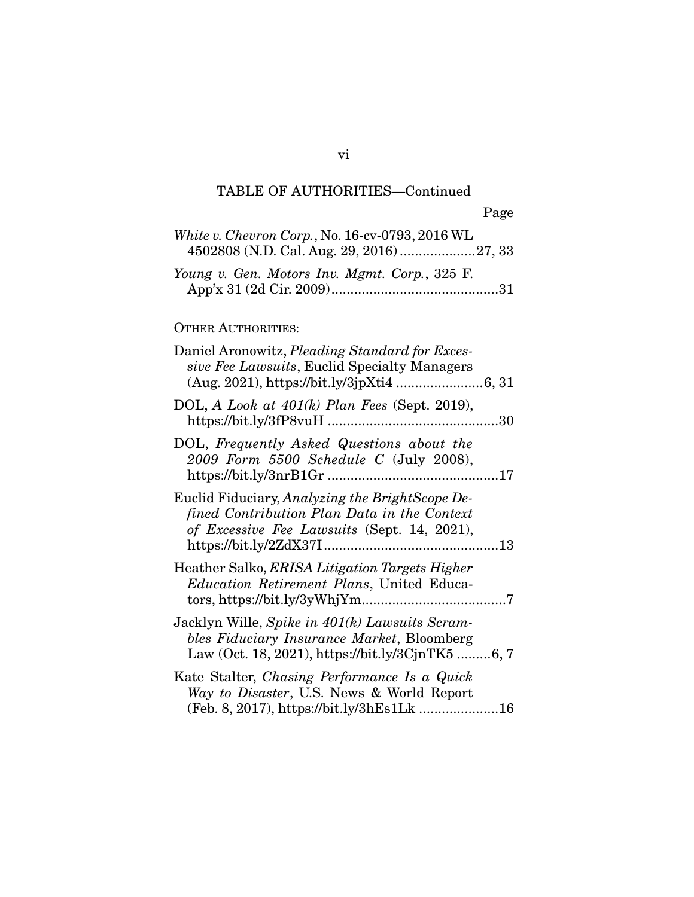TABLE OF AUTHORITIES—Continued

Page

*White v. Chevron Corp.*, No. 16-cv-0793, 2016 WL 4502808 (N.D. Cal. Aug. 29, 2016) ....................27, 33

*Young v. Gen. Motors Inv. Mgmt. Corp.*, 325 F. App'x 31 (2d Cir. 2009)............................................31

OTHER AUTHORITIES:

Daniel Aronowitz, *Pleading Standard for Excessive Fee Lawsuits*, Euclid Specialty Managers (Aug. 2021), https://bit.ly/3jpXti4 .......................6, 31

DOL, *A Look at 401(k) Plan Fees* (Sept. 2019), https://bit.ly/3fP8vuH .............................................30

DOL, *Frequently Asked Questions about the 2009 Form 5500 Schedule C* (July 2008), https://bit.ly/3nrB1Gr .............................................17

Euclid Fiduciary, *Analyzing the BrightScope Defined Contribution Plan Data in the Context of Excessive Fee Lawsuits* (Sept. 14, 2021), https://bit.ly/2ZdX37I..............................................13

Heather Salko, *ERISA Litigation Targets Higher Education Retirement Plans*, United Educators, https://bit.ly/3yWhjYm......................................7

Jacklyn Wille, *Spike in 401(k) Lawsuits Scrambles Fiduciary Insurance Market*, Bloomberg Law (Oct. 18, 2021), https://bit.ly/3CjnTK5 .........6, 7

Kate Stalter, *Chasing Performance Is a Quick Way to Disaster*, U.S. News & World Report (Feb. 8, 2017), https://bit.ly/3hEs1Lk .....................16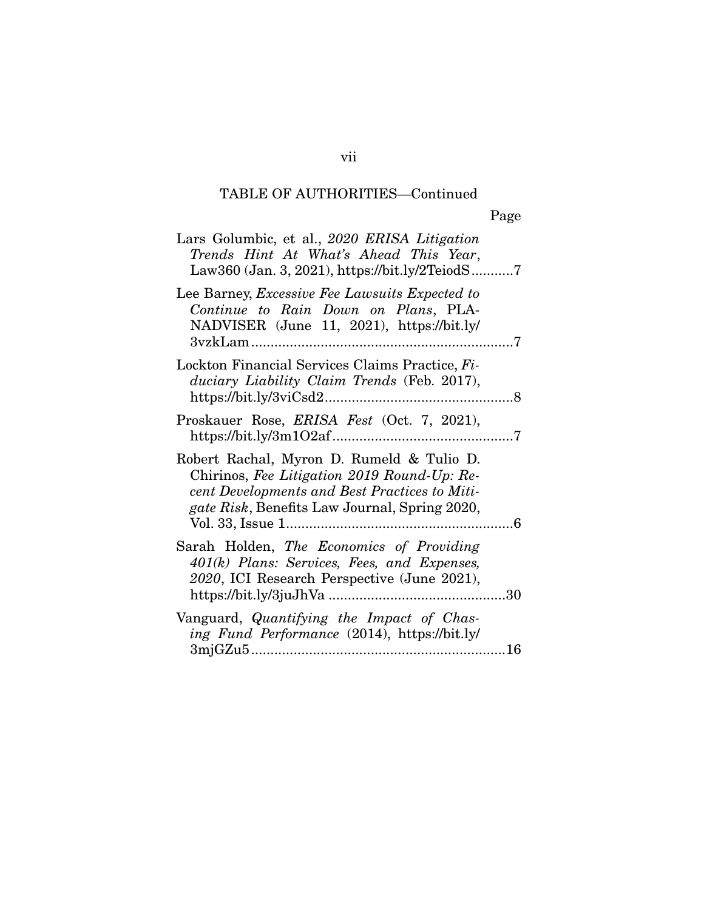TABLE OF AUTHORITIES—Continued

Page

Lars Golumbic, et al., *2020 ERISA Litigation Trends Hint At What's Ahead This Year*, Law360 (Jan. 3, 2021), https://bit.ly/2TeiodS ...........7

Lee Barney, *Excessive Fee Lawsuits Expected to Continue to Rain Down on Plans*, PLANADVISER (June 11, 2021), https://bit.ly/3vzkLam ....................................................................7

Lockton Financial Services Claims Practice, *Fiduciary Liability Claim Trends* (Feb. 2017), https://bit.ly/3viCsd2 .................................................8

Proskauer Rose, *ERISA Fest* (Oct. 7, 2021), https://bit.ly/3m1O2af ...............................................7

Robert Rachal, Myron D. Rumeld & Tulio D. Chirinos, *Fee Litigation 2019 Round-Up: Recent Developments and Best Practices to Mitigate Risk*, Benefits Law Journal, Spring 2020, Vol. 33, Issue 1 ...........................................................6

Sarah Holden, *The Economics of Providing 401(k) Plans: Services, Fees, and Expenses, 2020*, ICI Research Perspective (June 2021), https://bit.ly/3juJhVa ..............................................30

Vanguard, *Quantifying the Impact of Chasing Fund Performance* (2014), https://bit.ly/3mjGZu5 ..................................................................16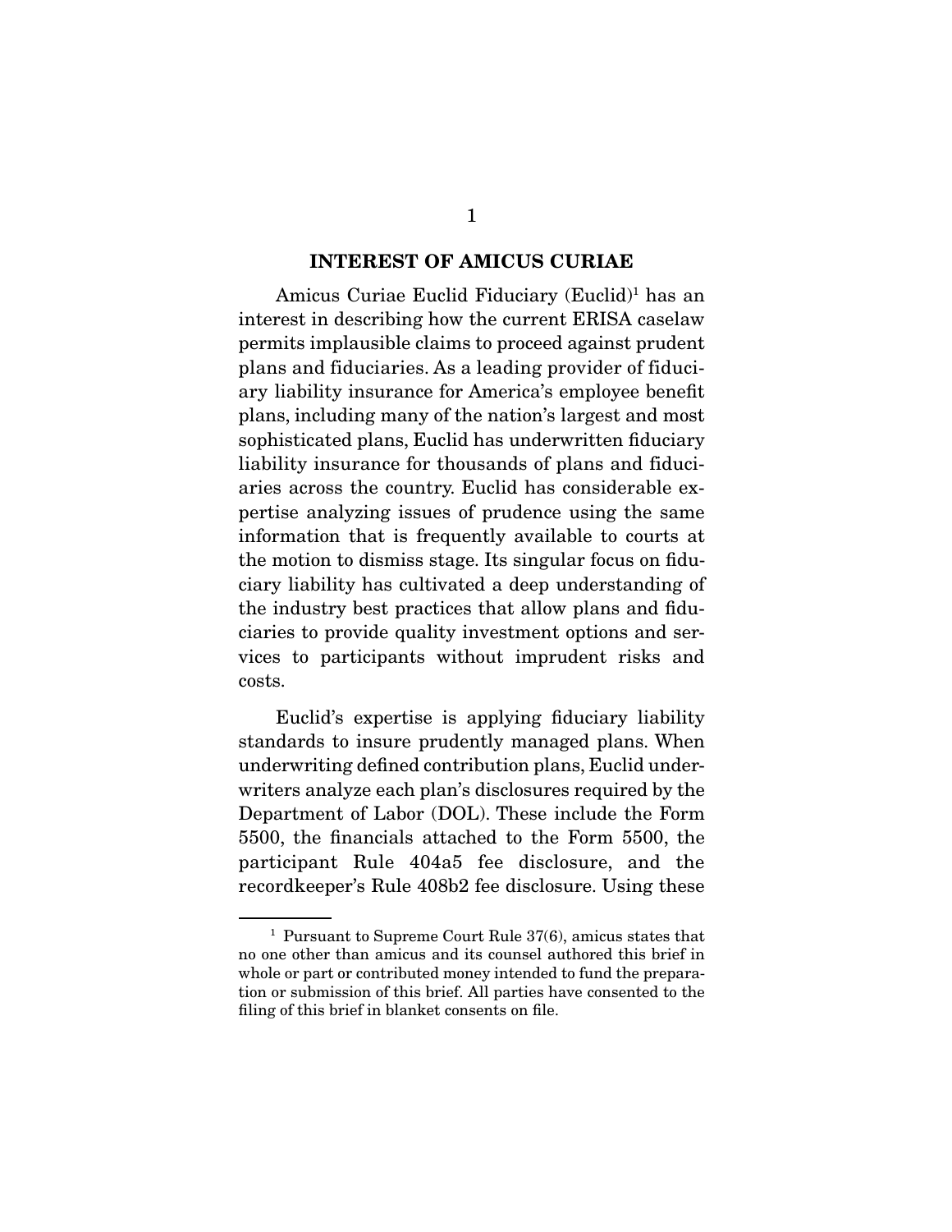## INTEREST OF AMICUS CURIAE

Amicus Curiae Euclid Fiduciary (Euclid)[1] has an interest in describing how the current ERISA caselaw permits implausible claims to proceed against prudent plans and fiduciaries. As a leading provider of fiduciary liability insurance for America's employee benefit plans, including many of the nation's largest and most sophisticated plans, Euclid has underwritten fiduciary liability insurance for thousands of plans and fiduciaries across the country. Euclid has considerable expertise analyzing issues of prudence using the same information that is frequently available to courts at the motion to dismiss stage. Its singular focus on fiduciary liability has cultivated a deep understanding of the industry best practices that allow plans and fiduciaries to provide quality investment options and services to participants without imprudent risks and costs.

Euclid's expertise is applying fiduciary liability standards to insure prudently managed plans. When underwriting defined contribution plans, Euclid underwriters analyze each plan's disclosures required by the Department of Labor (DOL). These include the Form 5500, the financials attached to the Form 5500, the participant Rule 404a5 fee disclosure, and the recordkeeper's Rule 408b2 fee disclosure. Using these

[1] Pursuant to Supreme Court Rule 37(6), amicus states that no one other than amicus and its counsel authored this brief in whole or part or contributed money intended to fund the preparation or submission of this brief. All parties have consented to the filing of this brief in blanket consents on file.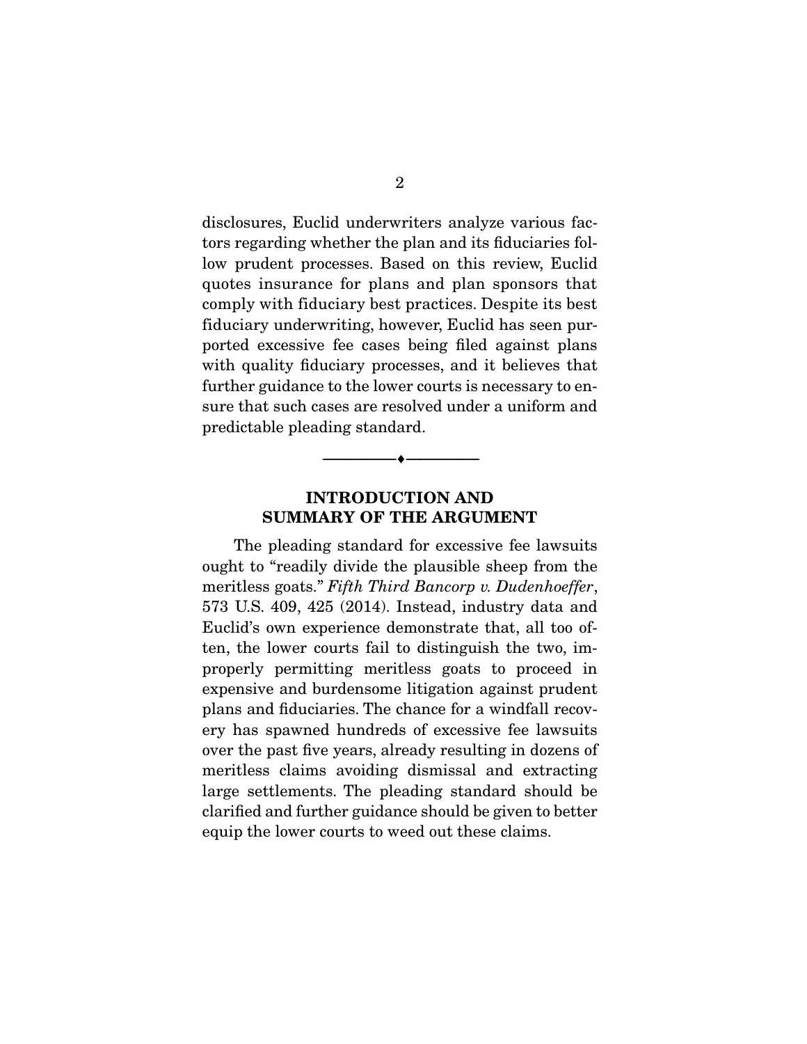disclosures, Euclid underwriters analyze various factors regarding whether the plan and its fiduciaries follow prudent processes. Based on this review, Euclid quotes insurance for plans and plan sponsors that comply with fiduciary best practices. Despite its best fiduciary underwriting, however, Euclid has seen purported excessive fee cases being filed against plans with quality fiduciary processes, and it believes that further guidance to the lower courts is necessary to ensure that such cases are resolved under a uniform and predictable pleading standard.

---

## INTRODUCTION AND SUMMARY OF THE ARGUMENT

The pleading standard for excessive fee lawsuits ought to "readily divide the plausible sheep from the meritless goats." *Fifth Third Bancorp v. Dudenhoeffer*, 573 U.S. 409, 425 (2014). Instead, industry data and Euclid's own experience demonstrate that, all too often, the lower courts fail to distinguish the two, improperly permitting meritless goats to proceed in expensive and burdensome litigation against prudent plans and fiduciaries. The chance for a windfall recovery has spawned hundreds of excessive fee lawsuits over the past five years, already resulting in dozens of meritless claims avoiding dismissal and extracting large settlements. The pleading standard should be clarified and further guidance should be given to better equip the lower courts to weed out these claims.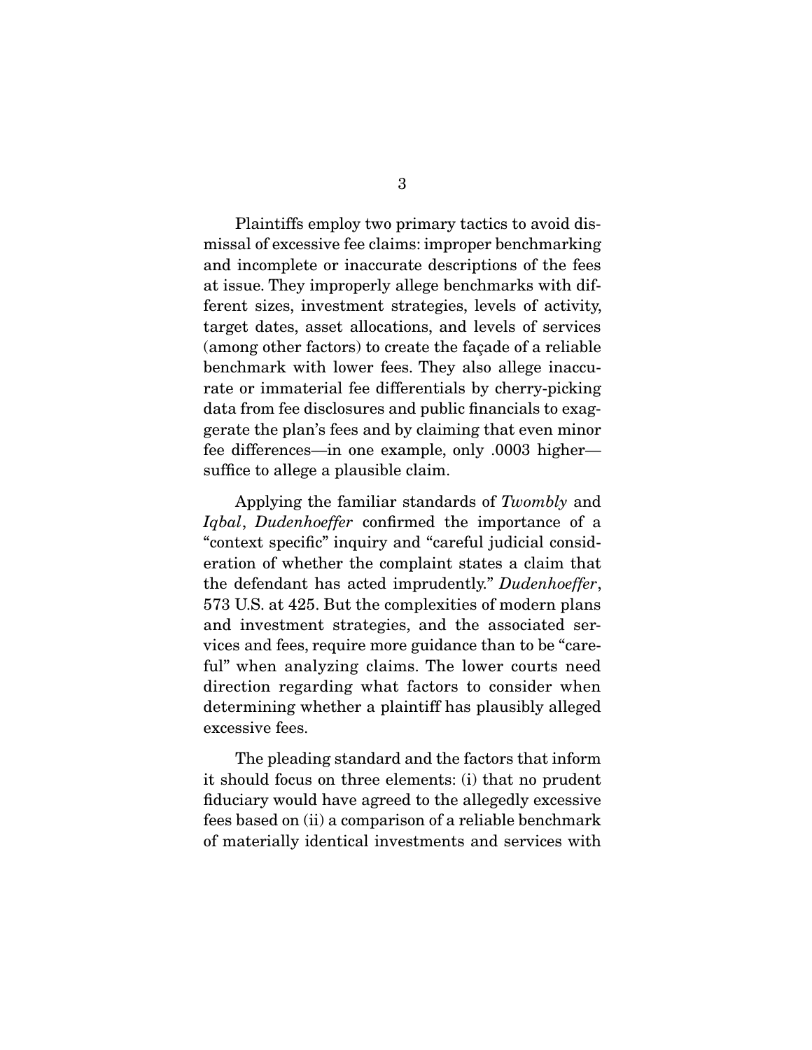Plaintiffs employ two primary tactics to avoid dismissal of excessive fee claims: improper benchmarking and incomplete or inaccurate descriptions of the fees at issue. They improperly allege benchmarks with different sizes, investment strategies, levels of activity, target dates, asset allocations, and levels of services (among other factors) to create the façade of a reliable benchmark with lower fees. They also allege inaccurate or immaterial fee differentials by cherry-picking data from fee disclosures and public financials to exaggerate the plan's fees and by claiming that even minor fee differences—in one example, only .0003 higher—suffice to allege a plausible claim.

Applying the familiar standards of *Twombly* and *Iqbal*, *Dudenhoeffer* confirmed the importance of a "context specific" inquiry and "careful judicial consideration of whether the complaint states a claim that the defendant has acted imprudently." *Dudenhoeffer*, 573 U.S. at 425. But the complexities of modern plans and investment strategies, and the associated services and fees, require more guidance than to be "careful" when analyzing claims. The lower courts need direction regarding what factors to consider when determining whether a plaintiff has plausibly alleged excessive fees.

The pleading standard and the factors that inform it should focus on three elements: (i) that no prudent fiduciary would have agreed to the allegedly excessive fees based on (ii) a comparison of a reliable benchmark of materially identical investments and services with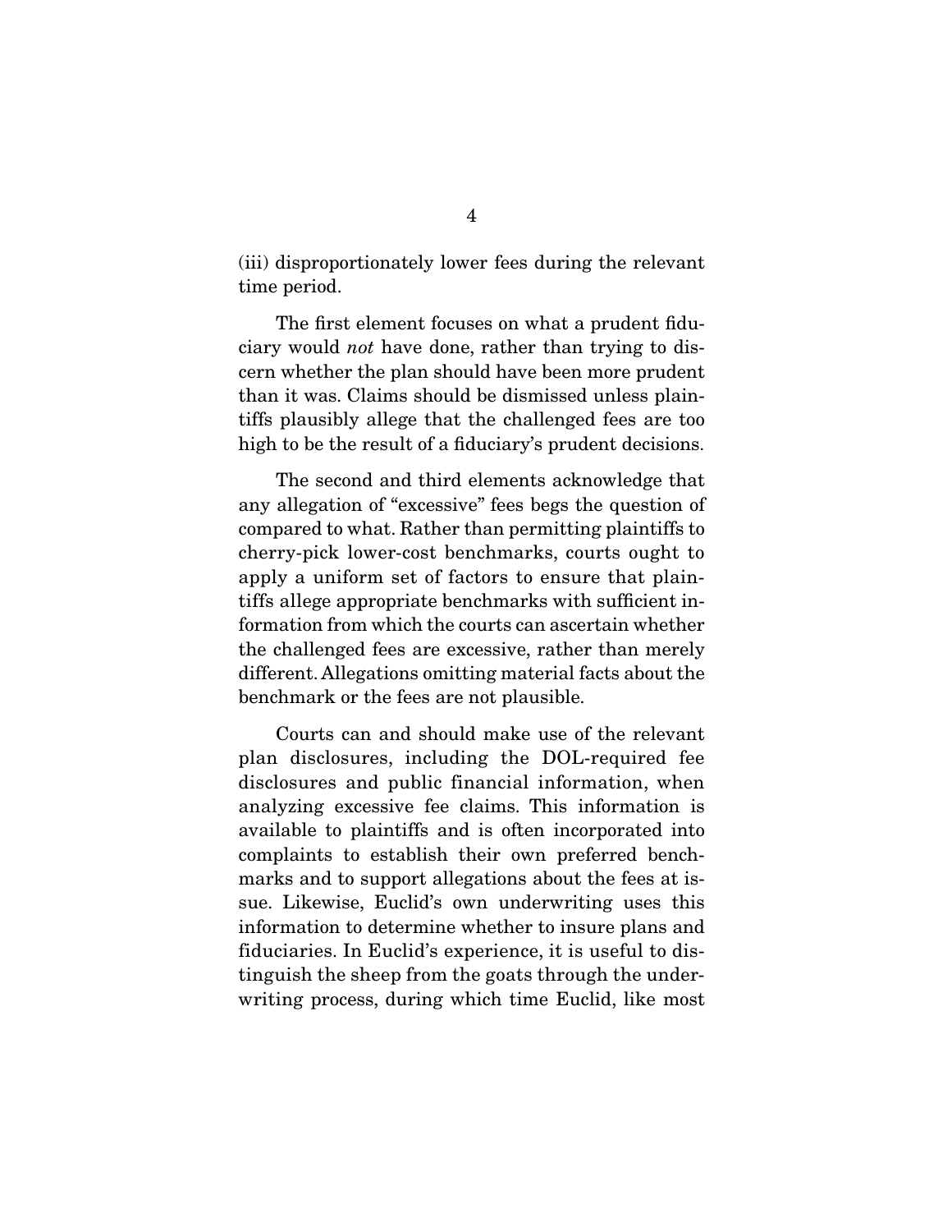(iii) disproportionately lower fees during the relevant time period.

The first element focuses on what a prudent fiduciary would *not* have done, rather than trying to discern whether the plan should have been more prudent than it was. Claims should be dismissed unless plaintiffs plausibly allege that the challenged fees are too high to be the result of a fiduciary's prudent decisions.

The second and third elements acknowledge that any allegation of "excessive" fees begs the question of compared to what. Rather than permitting plaintiffs to cherry-pick lower-cost benchmarks, courts ought to apply a uniform set of factors to ensure that plaintiffs allege appropriate benchmarks with sufficient information from which the courts can ascertain whether the challenged fees are excessive, rather than merely different. Allegations omitting material facts about the benchmark or the fees are not plausible.

Courts can and should make use of the relevant plan disclosures, including the DOL-required fee disclosures and public financial information, when analyzing excessive fee claims. This information is available to plaintiffs and is often incorporated into complaints to establish their own preferred benchmarks and to support allegations about the fees at issue. Likewise, Euclid's own underwriting uses this information to determine whether to insure plans and fiduciaries. In Euclid's experience, it is useful to distinguish the sheep from the goats through the underwriting process, during which time Euclid, like most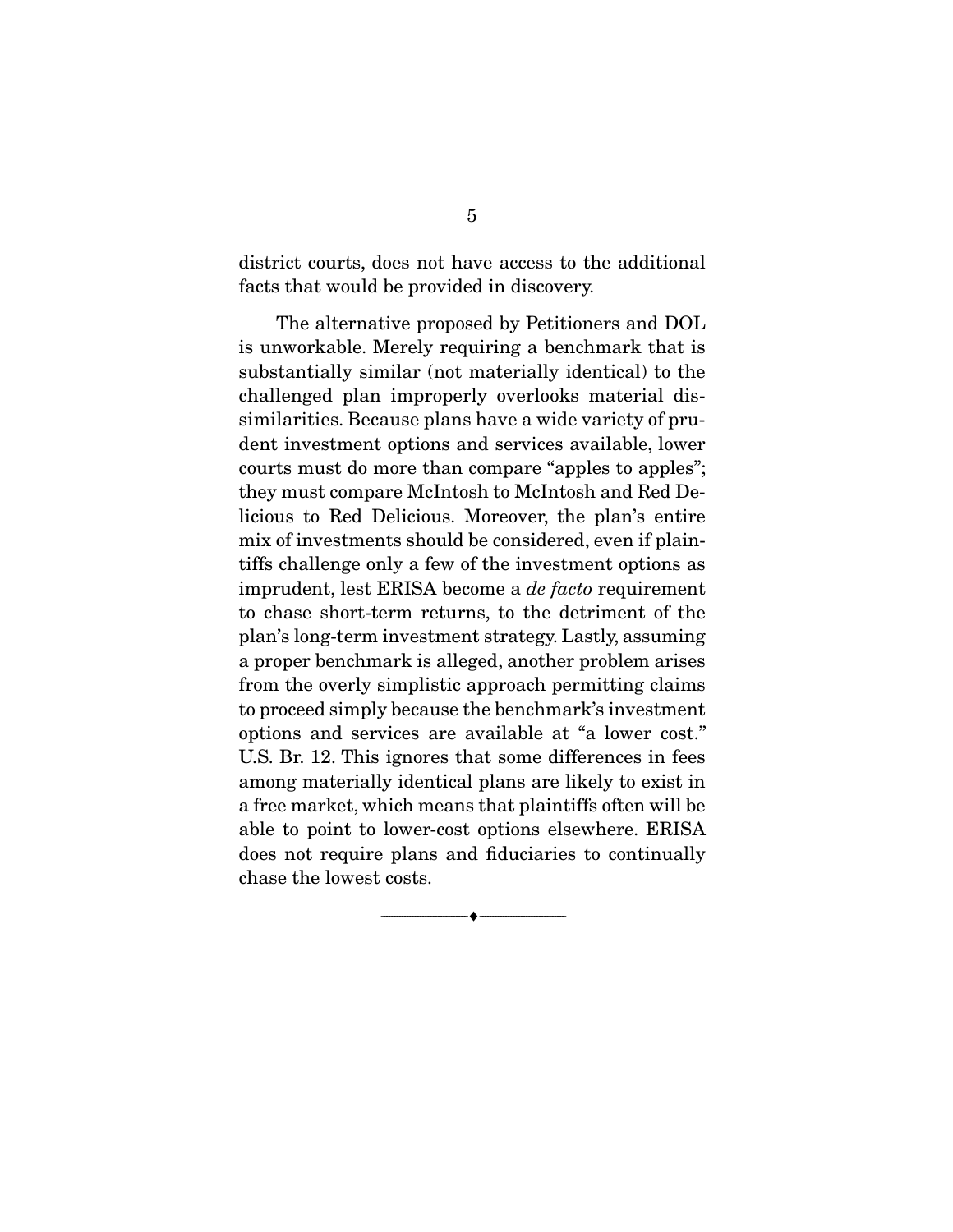district courts, does not have access to the additional facts that would be provided in discovery.

The alternative proposed by Petitioners and DOL is unworkable. Merely requiring a benchmark that is substantially similar (not materially identical) to the challenged plan improperly overlooks material dissimilarities. Because plans have a wide variety of prudent investment options and services available, lower courts must do more than compare "apples to apples"; they must compare McIntosh to McIntosh and Red Delicious to Red Delicious. Moreover, the plan's entire mix of investments should be considered, even if plaintiffs challenge only a few of the investment options as imprudent, lest ERISA become a *de facto* requirement to chase short-term returns, to the detriment of the plan's long-term investment strategy. Lastly, assuming a proper benchmark is alleged, another problem arises from the overly simplistic approach permitting claims to proceed simply because the benchmark's investment options and services are available at "a lower cost." U.S. Br. 12. This ignores that some differences in fees among materially identical plans are likely to exist in a free market, which means that plaintiffs often will be able to point to lower-cost options elsewhere. ERISA does not require plans and fiduciaries to continually chase the lowest costs.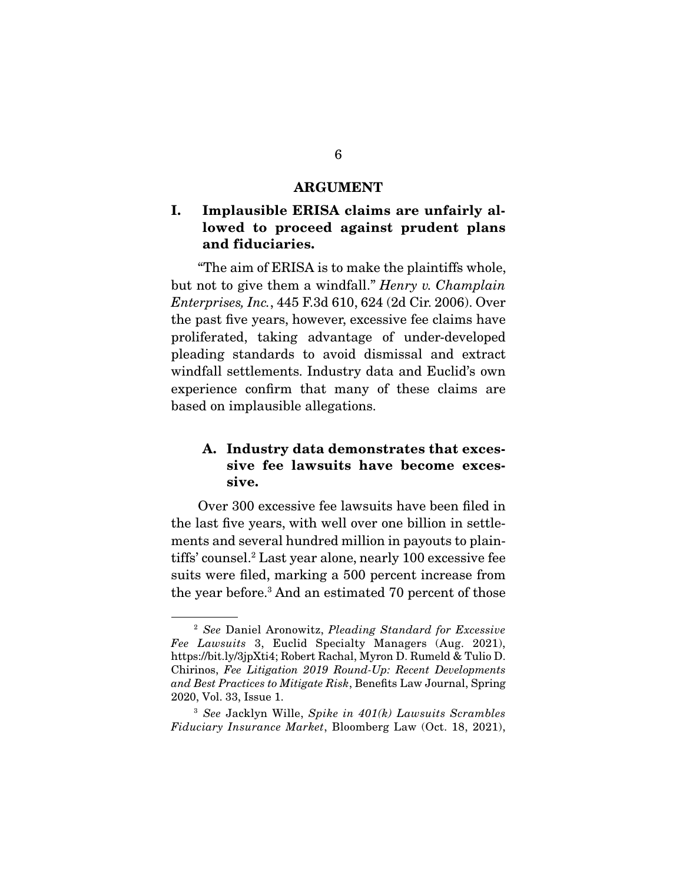## ARGUMENT

### I. Implausible ERISA claims are unfairly allowed to proceed against prudent plans and fiduciaries.

"The aim of ERISA is to make the plaintiffs whole, but not to give them a windfall." *Henry v. Champlain Enterprises, Inc.*, 445 F.3d 610, 624 (2d Cir. 2006). Over the past five years, however, excessive fee claims have proliferated, taking advantage of under-developed pleading standards to avoid dismissal and extract windfall settlements. Industry data and Euclid's own experience confirm that many of these claims are based on implausible allegations.

#### A. Industry data demonstrates that excessive fee lawsuits have become excessive.

Over 300 excessive fee lawsuits have been filed in the last five years, with well over one billion in settlements and several hundred million in payouts to plaintiffs' counsel.[2] Last year alone, nearly 100 excessive fee suits were filed, marking a 500 percent increase from the year before.[3] And an estimated 70 percent of those

---

[2] *See* Daniel Aronowitz, *Pleading Standard for Excessive Fee Lawsuits* 3, Euclid Specialty Managers (Aug. 2021), https://bit.ly/3jpXti4; Robert Rachal, Myron D. Rumeld & Tulio D. Chirinos, *Fee Litigation 2019 Round-Up: Recent Developments and Best Practices to Mitigate Risk*, Benefits Law Journal, Spring 2020, Vol. 33, Issue 1.

[3] *See* Jacklyn Wille, *Spike in 401(k) Lawsuits Scrambles Fiduciary Insurance Market*, Bloomberg Law (Oct. 18, 2021),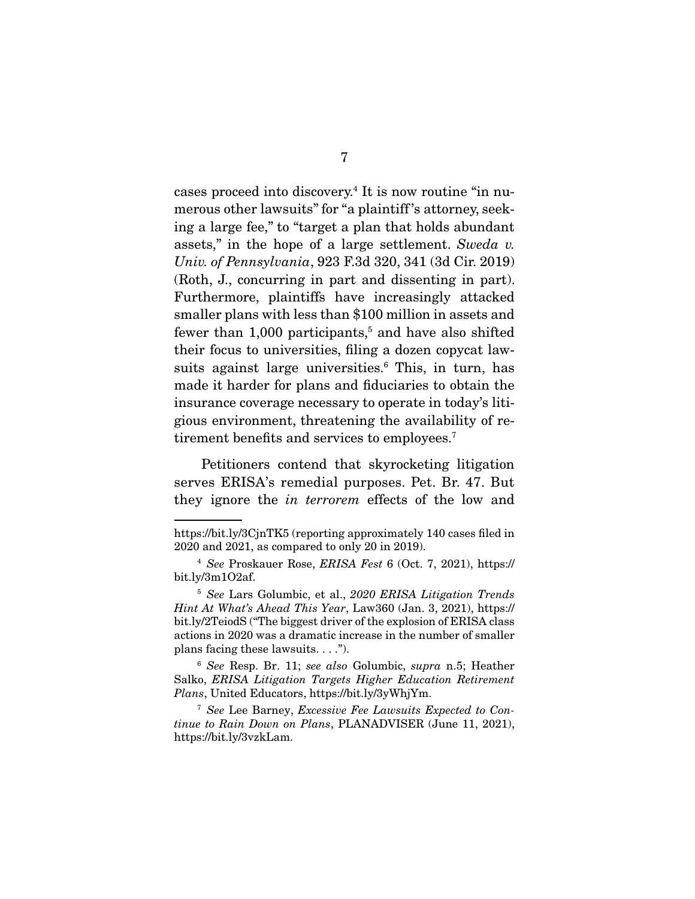cases proceed into discovery.[4] It is now routine "in numerous other lawsuits" for "a plaintiff's attorney, seeking a large fee," to "target a plan that holds abundant assets," in the hope of a large settlement. *Sweda v. Univ. of Pennsylvania*, 923 F.3d 320, 341 (3d Cir. 2019) (Roth, J., concurring in part and dissenting in part). Furthermore, plaintiffs have increasingly attacked smaller plans with less than $100 million in assets and fewer than 1,000 participants,[5] and have also shifted their focus to universities, filing a dozen copycat lawsuits against large universities.[6] This, in turn, has made it harder for plans and fiduciaries to obtain the insurance coverage necessary to operate in today's litigious environment, threatening the availability of retirement benefits and services to employees.[7]

Petitioners contend that skyrocketing litigation serves ERISA's remedial purposes. Pet. Br. 47. But they ignore the *in terrorem* effects of the low and

---

https://bit.ly/3CjnTK5 (reporting approximately 140 cases filed in 2020 and 2021, as compared to only 20 in 2019).

[4] *See* Proskauer Rose, *ERISA Fest* 6 (Oct. 7, 2021), https://bit.ly/3m1O2af.

[5] *See* Lars Golumbic, et al., *2020 ERISA Litigation Trends Hint At What's Ahead This Year*, Law360 (Jan. 3, 2021), https://bit.ly/2TeiodS ("The biggest driver of the explosion of ERISA class actions in 2020 was a dramatic increase in the number of smaller plans facing these lawsuits. . . .").

[6] *See* Resp. Br. 11; *see also* Golumbic, *supra* n.5; Heather Salko, *ERISA Litigation Targets Higher Education Retirement Plans*, United Educators, https://bit.ly/3yWhjYm.

[7] *See* Lee Barney, *Excessive Fee Lawsuits Expected to Continue to Rain Down on Plans*, PLANADVISER (June 11, 2021), https://bit.ly/3vzkLam.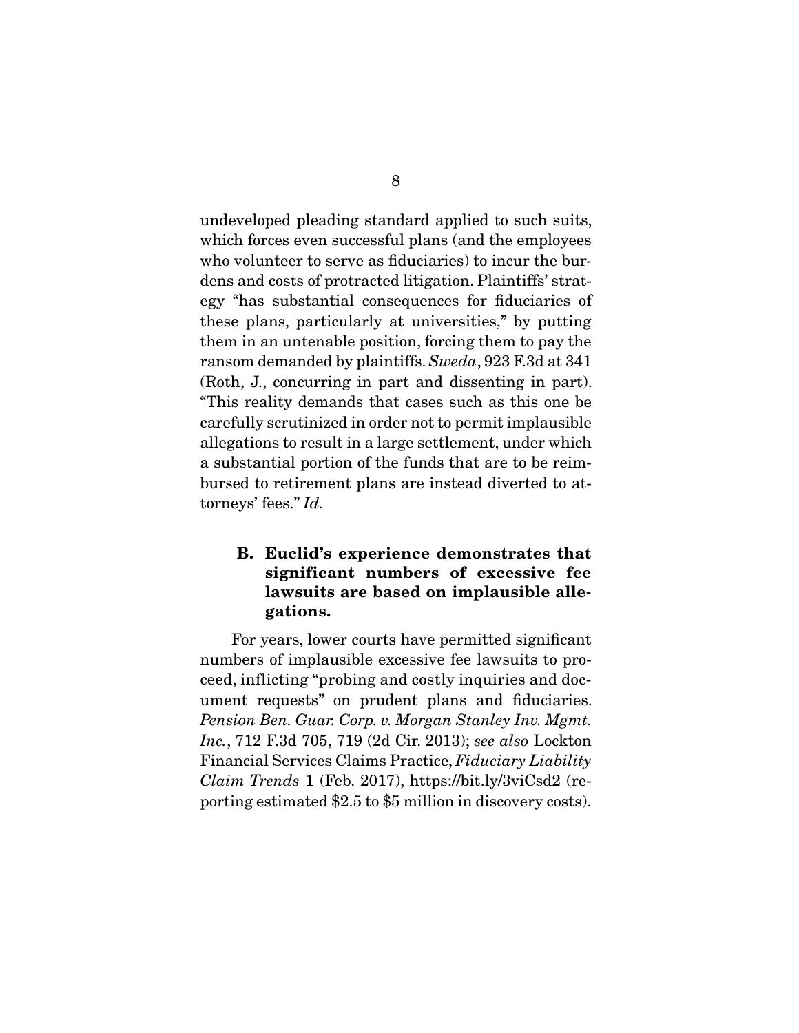undeveloped pleading standard applied to such suits, which forces even successful plans (and the employees who volunteer to serve as fiduciaries) to incur the burdens and costs of protracted litigation. Plaintiffs' strategy "has substantial consequences for fiduciaries of these plans, particularly at universities," by putting them in an untenable position, forcing them to pay the ransom demanded by plaintiffs. *Sweda*, 923 F.3d at 341 (Roth, J., concurring in part and dissenting in part). "This reality demands that cases such as this one be carefully scrutinized in order not to permit implausible allegations to result in a large settlement, under which a substantial portion of the funds that are to be reimbursed to retirement plans are instead diverted to attorneys' fees." *Id.*

### B. Euclid's experience demonstrates that significant numbers of excessive fee lawsuits are based on implausible allegations.

For years, lower courts have permitted significant numbers of implausible excessive fee lawsuits to proceed, inflicting "probing and costly inquiries and document requests" on prudent plans and fiduciaries. *Pension Ben. Guar. Corp. v. Morgan Stanley Inv. Mgmt. Inc.*, 712 F.3d 705, 719 (2d Cir. 2013); *see also* Lockton Financial Services Claims Practice, *Fiduciary Liability Claim Trends* 1 (Feb. 2017), https://bit.ly/3viCsd2 (reporting estimated $2.5 to $5 million in discovery costs).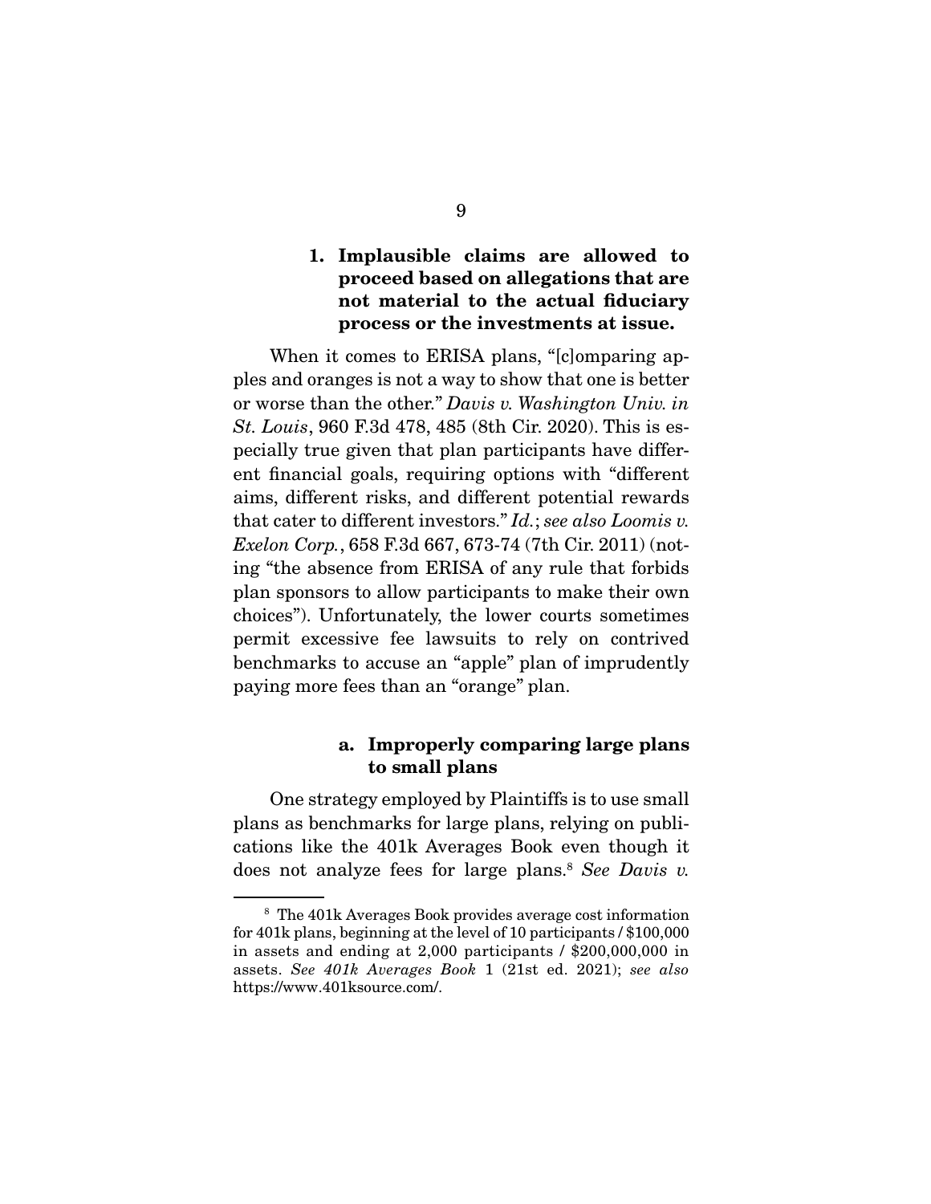### 1. Implausible claims are allowed to proceed based on allegations that are not material to the actual fiduciary process or the investments at issue.

When it comes to ERISA plans, "[c]omparing apples and oranges is not a way to show that one is better or worse than the other." *Davis v. Washington Univ. in St. Louis*, 960 F.3d 478, 485 (8th Cir. 2020). This is especially true given that plan participants have different financial goals, requiring options with "different aims, different risks, and different potential rewards that cater to different investors." *Id.*; *see also Loomis v. Exelon Corp.*, 658 F.3d 667, 673-74 (7th Cir. 2011) (noting "the absence from ERISA of any rule that forbids plan sponsors to allow participants to make their own choices"). Unfortunately, the lower courts sometimes permit excessive fee lawsuits to rely on contrived benchmarks to accuse an "apple" plan of imprudently paying more fees than an "orange" plan.

#### a. Improperly comparing large plans to small plans

One strategy employed by Plaintiffs is to use small plans as benchmarks for large plans, relying on publications like the 401k Averages Book even though it does not analyze fees for large plans.[8] *See Davis v.*

---

[8] The 401k Averages Book provides average cost information for 401k plans, beginning at the level of 10 participants / $100,000 in assets and ending at 2,000 participants / $200,000,000 in assets. *See 401k Averages Book* 1 (21st ed. 2021); *see also* https://www.401ksource.com/.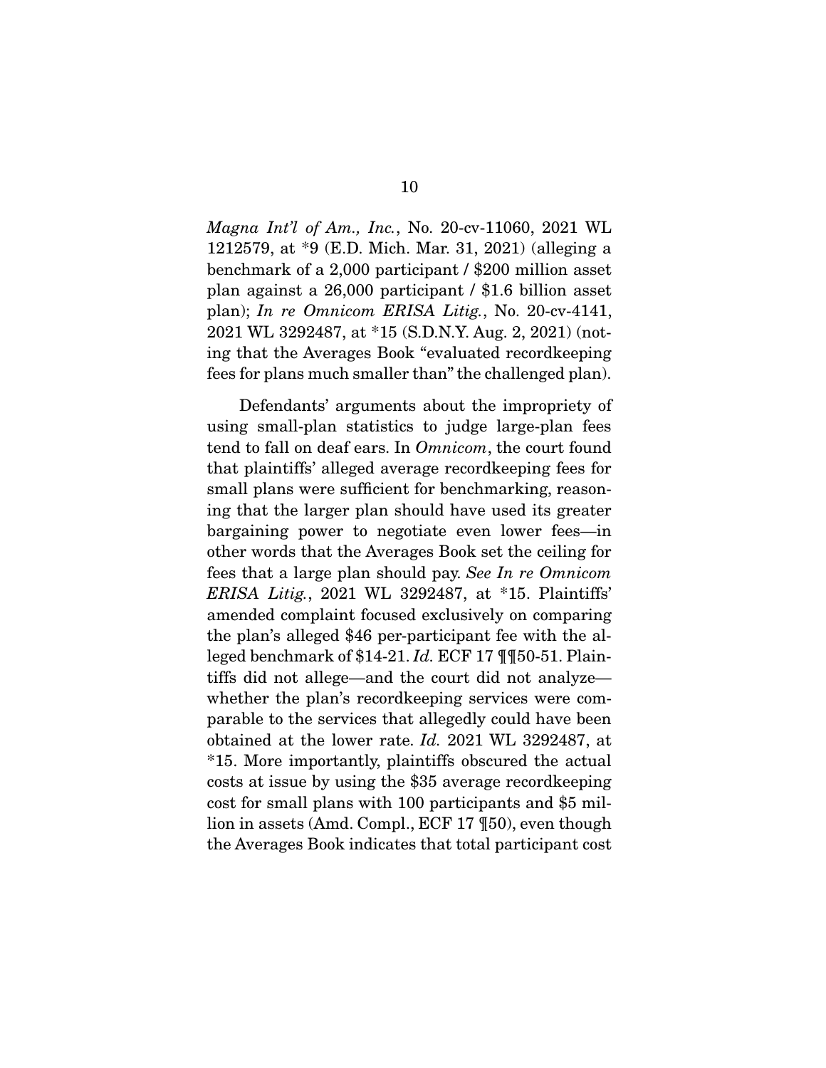*Magna Int'l of Am., Inc.*, No. 20-cv-11060, 2021 WL 1212579, at *9 (E.D. Mich. Mar. 31, 2021) (alleging a benchmark of a 2,000 participant / $200 million asset plan against a 26,000 participant / $1.6 billion asset plan); *In re Omnicom ERISA Litig.*, No. 20-cv-4141, 2021 WL 3292487, at *15 (S.D.N.Y. Aug. 2, 2021) (noting that the Averages Book "evaluated recordkeeping fees for plans much smaller than" the challenged plan).

Defendants' arguments about the impropriety of using small-plan statistics to judge large-plan fees tend to fall on deaf ears. In *Omnicom*, the court found that plaintiffs' alleged average recordkeeping fees for small plans were sufficient for benchmarking, reasoning that the larger plan should have used its greater bargaining power to negotiate even lower fees—in other words that the Averages Book set the ceiling for fees that a large plan should pay. *See In re Omnicom ERISA Litig.*, 2021 WL 3292487, at *15. Plaintiffs' amended complaint focused exclusively on comparing the plan's alleged $46 per-participant fee with the alleged benchmark of $14-21. *Id.* ECF 17 ¶¶50-51. Plaintiffs did not allege—and the court did not analyze—whether the plan's recordkeeping services were comparable to the services that allegedly could have been obtained at the lower rate. *Id.* 2021 WL 3292487, at *15. More importantly, plaintiffs obscured the actual costs at issue by using the $35 average recordkeeping cost for small plans with 100 participants and $5 million in assets (Amd. Compl., ECF 17 ¶50), even though the Averages Book indicates that total participant cost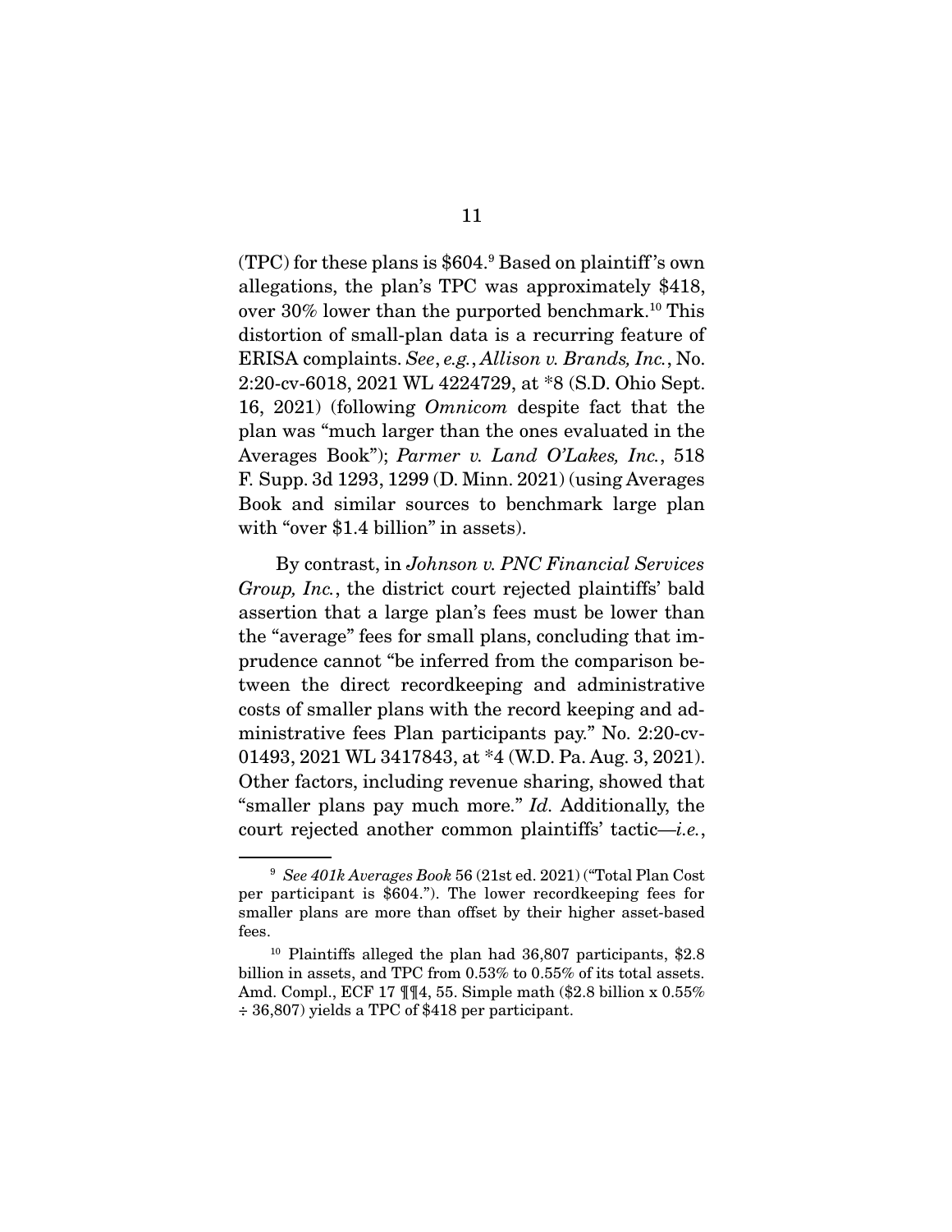(TPC) for these plans is $604.[9] Based on plaintiff's own allegations, the plan's TPC was approximately $418, over 30% lower than the purported benchmark.[10] This distortion of small-plan data is a recurring feature of ERISA complaints. *See*, *e.g.*, *Allison v. Brands, Inc.*, No. 2:20-cv-6018, 2021 WL 4224729, at *8 (S.D. Ohio Sept. 16, 2021) (following *Omnicom* despite fact that the plan was "much larger than the ones evaluated in the Averages Book"); *Parmer v. Land O'Lakes, Inc.*, 518 F. Supp. 3d 1293, 1299 (D. Minn. 2021) (using Averages Book and similar sources to benchmark large plan with "over $1.4 billion" in assets).

By contrast, in *Johnson v. PNC Financial Services Group, Inc.*, the district court rejected plaintiffs' bald assertion that a large plan's fees must be lower than the "average" fees for small plans, concluding that imprudence cannot "be inferred from the comparison between the direct recordkeeping and administrative costs of smaller plans with the record keeping and administrative fees Plan participants pay." No. 2:20-cv-01493, 2021 WL 3417843, at *4 (W.D. Pa. Aug. 3, 2021). Other factors, including revenue sharing, showed that "smaller plans pay much more." *Id.* Additionally, the court rejected another common plaintiffs' tactic—*i.e.*,

---

[9] *See 401k Averages Book* 56 (21st ed. 2021) ("Total Plan Cost per participant is $604."). The lower recordkeeping fees for smaller plans are more than offset by their higher asset-based fees.

[10] Plaintiffs alleged the plan had 36,807 participants, $2.8 billion in assets, and TPC from 0.53% to 0.55% of its total assets. Amd. Compl., ECF 17 ¶¶4, 55. Simple math ($2.8 billion x 0.55% ÷ 36,807) yields a TPC of $418 per participant.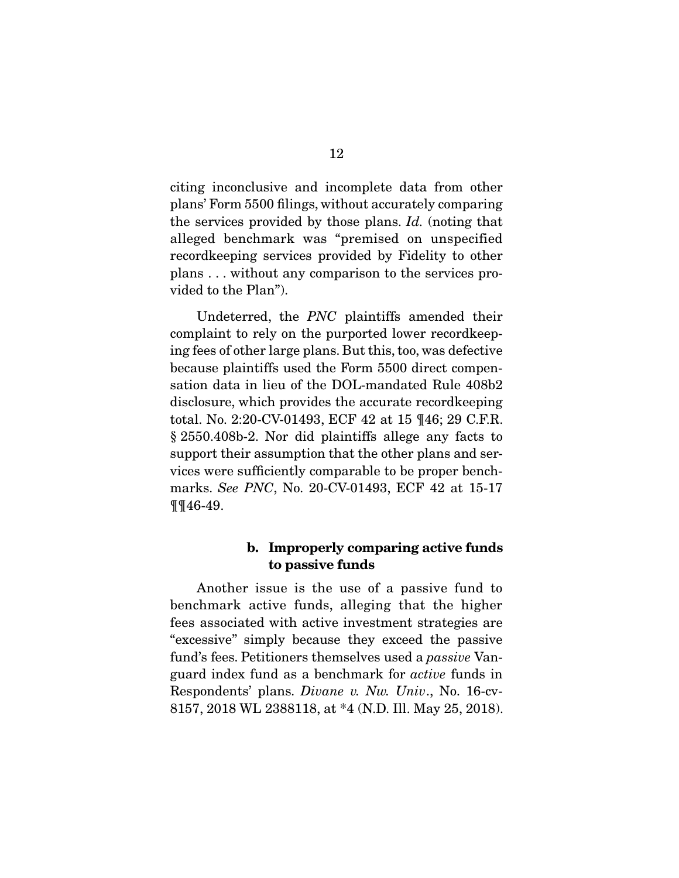citing inconclusive and incomplete data from other plans' Form 5500 filings, without accurately comparing the services provided by those plans. *Id.* (noting that alleged benchmark was "premised on unspecified recordkeeping services provided by Fidelity to other plans . . . without any comparison to the services provided to the Plan").

Undeterred, the *PNC* plaintiffs amended their complaint to rely on the purported lower recordkeeping fees of other large plans. But this, too, was defective because plaintiffs used the Form 5500 direct compensation data in lieu of the DOL-mandated Rule 408b2 disclosure, which provides the accurate recordkeeping total. No. 2:20-CV-01493, ECF 42 at 15 ¶46; 29 C.F.R. § 2550.408b-2. Nor did plaintiffs allege any facts to support their assumption that the other plans and services were sufficiently comparable to be proper benchmarks. *See PNC*, No. 20-CV-01493, ECF 42 at 15-17 ¶¶46-49.

#### b. Improperly comparing active funds to passive funds

Another issue is the use of a passive fund to benchmark active funds, alleging that the higher fees associated with active investment strategies are "excessive" simply because they exceed the passive fund's fees. Petitioners themselves used a *passive* Vanguard index fund as a benchmark for *active* funds in Respondents' plans. *Divane v. Nw. Univ*., No. 16-cv-8157, 2018 WL 2388118, at *4 (N.D. Ill. May 25, 2018).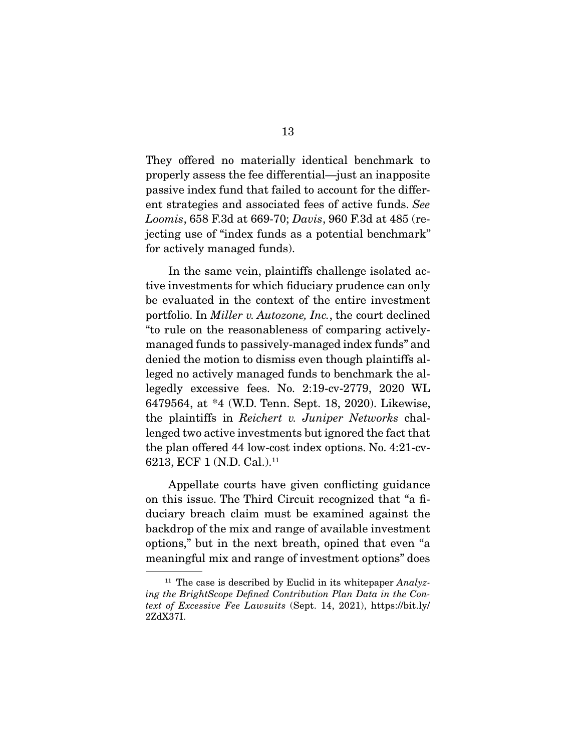They offered no materially identical benchmark to properly assess the fee differential—just an inapposite passive index fund that failed to account for the different strategies and associated fees of active funds. *See Loomis*, 658 F.3d at 669-70; *Davis*, 960 F.3d at 485 (rejecting use of "index funds as a potential benchmark" for actively managed funds).

In the same vein, plaintiffs challenge isolated active investments for which fiduciary prudence can only be evaluated in the context of the entire investment portfolio. In *Miller v. Autozone, Inc.*, the court declined "to rule on the reasonableness of comparing actively-managed funds to passively-managed index funds" and denied the motion to dismiss even though plaintiffs alleged no actively managed funds to benchmark the allegedly excessive fees. No. 2:19-cv-2779, 2020 WL 6479564, at *4 (W.D. Tenn. Sept. 18, 2020). Likewise, the plaintiffs in *Reichert v. Juniper Networks* challenged two active investments but ignored the fact that the plan offered 44 low-cost index options. No. 4:21-cv-6213, ECF 1 (N.D. Cal.).[11]

Appellate courts have given conflicting guidance on this issue. The Third Circuit recognized that "a fiduciary breach claim must be examined against the backdrop of the mix and range of available investment options," but in the next breath, opined that even "a meaningful mix and range of investment options" does

---

[11] The case is described by Euclid in its whitepaper *Analyzing the BrightScope Defined Contribution Plan Data in the Context of Excessive Fee Lawsuits* (Sept. 14, 2021), https://bit.ly/2ZdX37I.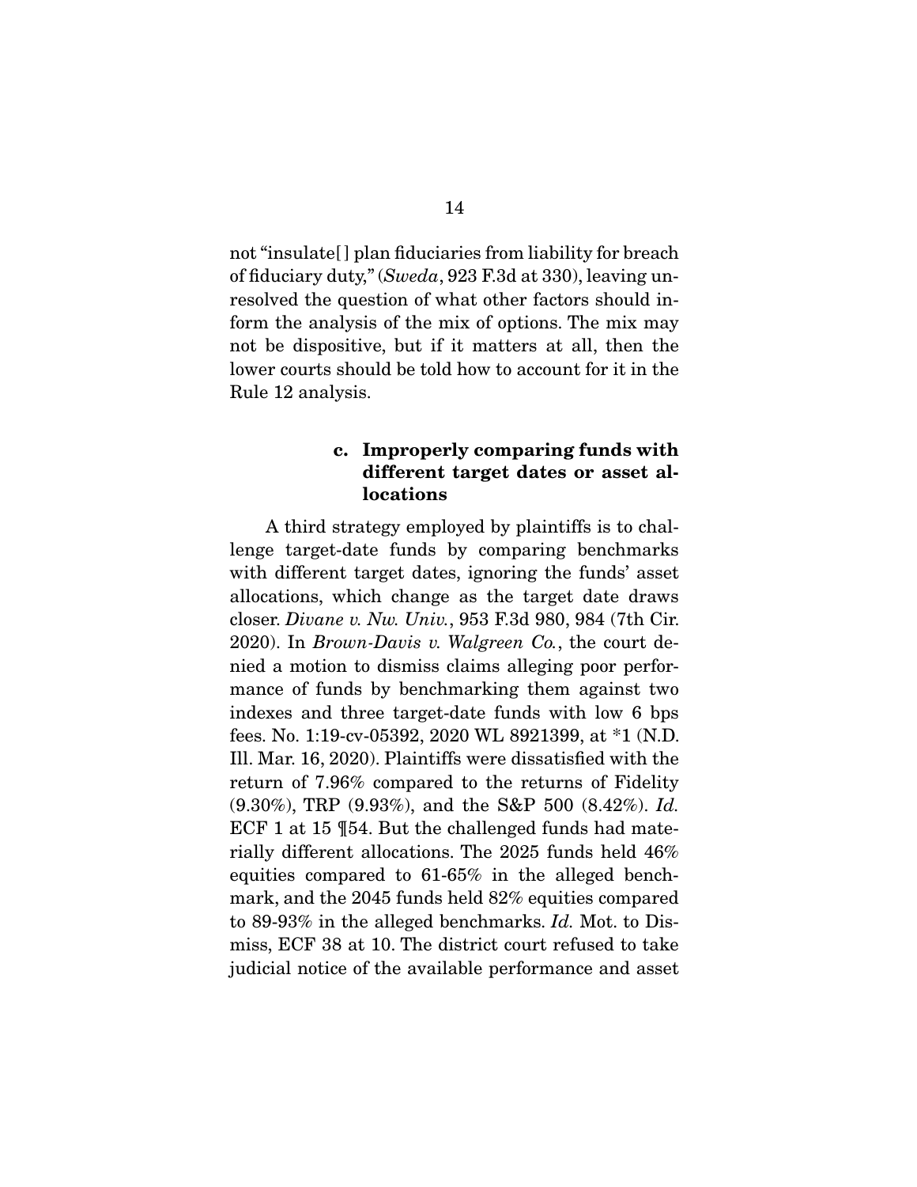not "insulate[] plan fiduciaries from liability for breach of fiduciary duty," (*Sweda*, 923 F.3d at 330), leaving unresolved the question of what other factors should inform the analysis of the mix of options. The mix may not be dispositive, but if it matters at all, then the lower courts should be told how to account for it in the Rule 12 analysis.

#### c. Improperly comparing funds with different target dates or asset allocations

A third strategy employed by plaintiffs is to challenge target-date funds by comparing benchmarks with different target dates, ignoring the funds' asset allocations, which change as the target date draws closer. *Divane v. Nw. Univ.*, 953 F.3d 980, 984 (7th Cir. 2020). In *Brown-Davis v. Walgreen Co.*, the court denied a motion to dismiss claims alleging poor performance of funds by benchmarking them against two indexes and three target-date funds with low 6 bps fees. No. 1:19-cv-05392, 2020 WL 8921399, at *1 (N.D. Ill. Mar. 16, 2020). Plaintiffs were dissatisfied with the return of 7.96% compared to the returns of Fidelity (9.30%), TRP (9.93%), and the S&P 500 (8.42%). *Id.* ECF 1 at 15 ¶54. But the challenged funds had materially different allocations. The 2025 funds held 46% equities compared to 61-65% in the alleged benchmark, and the 2045 funds held 82% equities compared to 89-93% in the alleged benchmarks. *Id.* Mot. to Dismiss, ECF 38 at 10. The district court refused to take judicial notice of the available performance and asset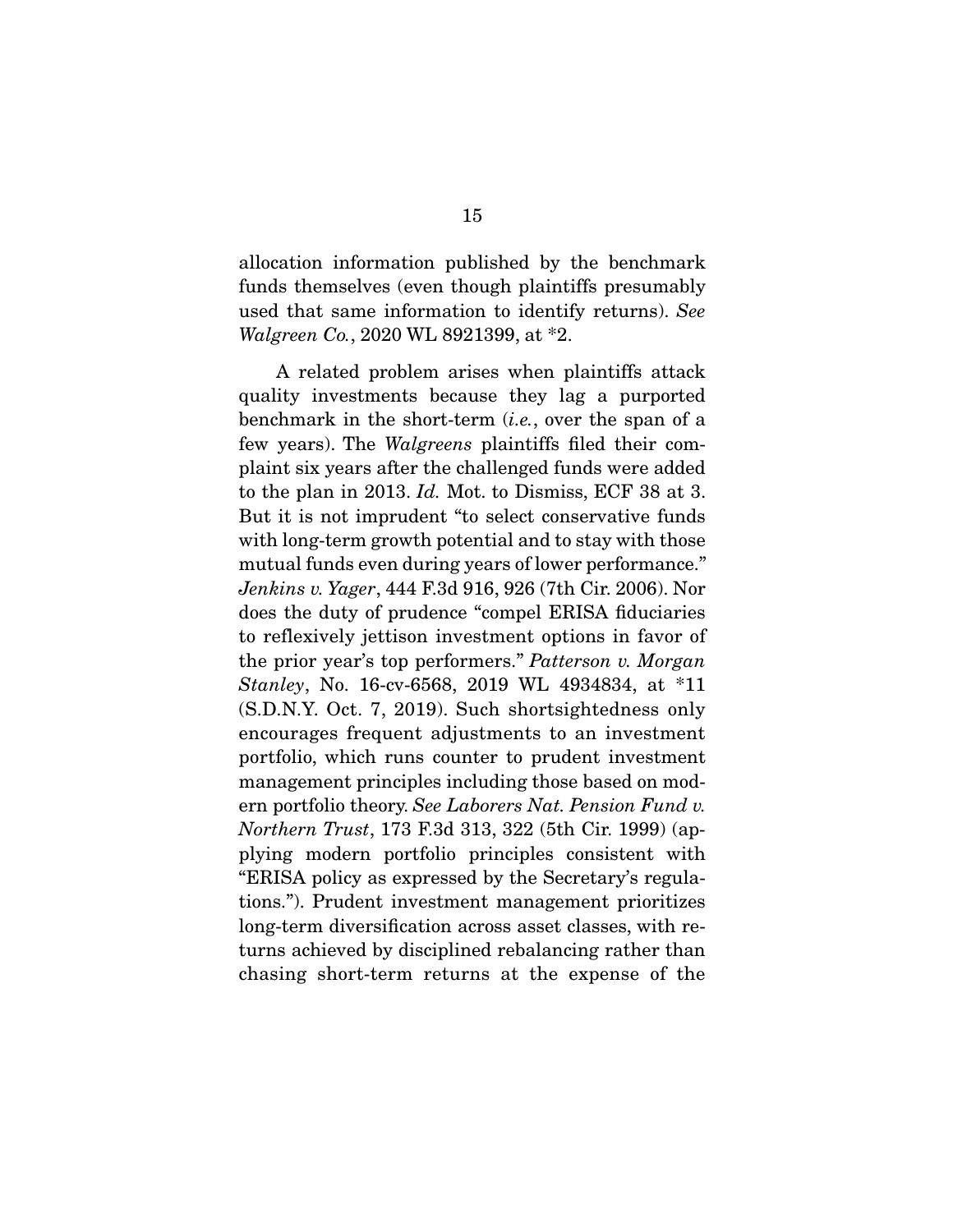allocation information published by the benchmark funds themselves (even though plaintiffs presumably used that same information to identify returns). *See Walgreen Co.*, 2020 WL 8921399, at *2.

A related problem arises when plaintiffs attack quality investments because they lag a purported benchmark in the short-term (*i.e.*, over the span of a few years). The *Walgreens* plaintiffs filed their complaint six years after the challenged funds were added to the plan in 2013. *Id.* Mot. to Dismiss, ECF 38 at 3. But it is not imprudent "to select conservative funds with long-term growth potential and to stay with those mutual funds even during years of lower performance." *Jenkins v. Yager*, 444 F.3d 916, 926 (7th Cir. 2006). Nor does the duty of prudence "compel ERISA fiduciaries to reflexively jettison investment options in favor of the prior year's top performers." *Patterson v. Morgan Stanley*, No. 16-cv-6568, 2019 WL 4934834, at *11 (S.D.N.Y. Oct. 7, 2019). Such shortsightedness only encourages frequent adjustments to an investment portfolio, which runs counter to prudent investment management principles including those based on modern portfolio theory. *See Laborers Nat. Pension Fund v. Northern Trust*, 173 F.3d 313, 322 (5th Cir. 1999) (applying modern portfolio principles consistent with "ERISA policy as expressed by the Secretary's regulations."). Prudent investment management prioritizes long-term diversification across asset classes, with returns achieved by disciplined rebalancing rather than chasing short-term returns at the expense of the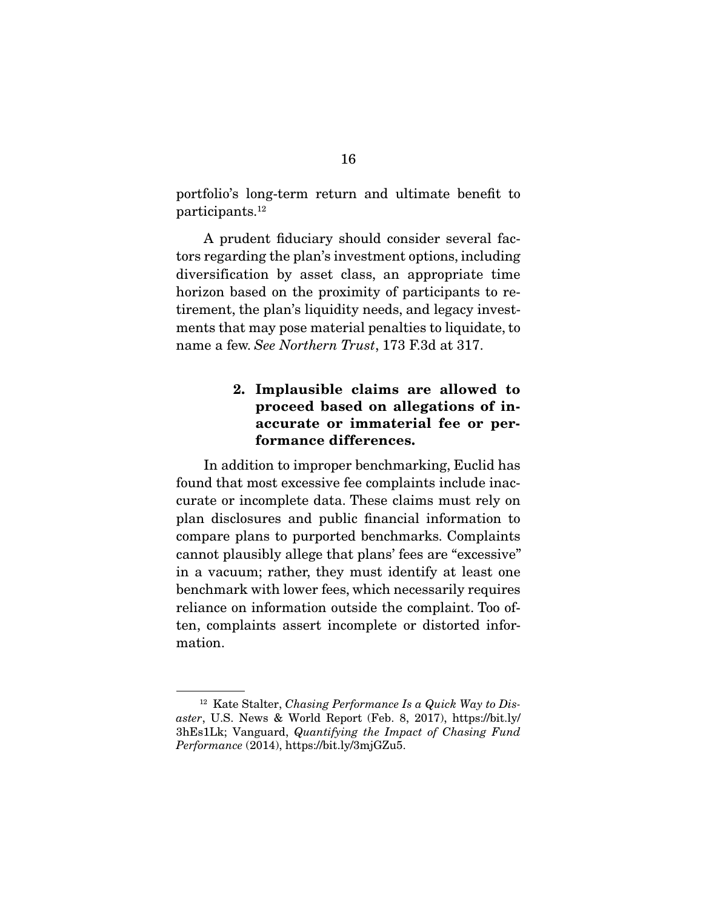portfolio's long-term return and ultimate benefit to participants.[12]

A prudent fiduciary should consider several factors regarding the plan's investment options, including diversification by asset class, an appropriate time horizon based on the proximity of participants to retirement, the plan's liquidity needs, and legacy investments that may pose material penalties to liquidate, to name a few. *See Northern Trust*, 173 F.3d at 317.

### 2. Implausible claims are allowed to proceed based on allegations of inaccurate or immaterial fee or performance differences.

In addition to improper benchmarking, Euclid has found that most excessive fee complaints include inaccurate or incomplete data. These claims must rely on plan disclosures and public financial information to compare plans to purported benchmarks. Complaints cannot plausibly allege that plans' fees are "excessive" in a vacuum; rather, they must identify at least one benchmark with lower fees, which necessarily requires reliance on information outside the complaint. Too often, complaints assert incomplete or distorted information.

---

[12] Kate Stalter, *Chasing Performance Is a Quick Way to Disaster*, U.S. News & World Report (Feb. 8, 2017), https://bit.ly/3hEs1Lk; Vanguard, *Quantifying the Impact of Chasing Fund Performance* (2014), https://bit.ly/3mjGZu5.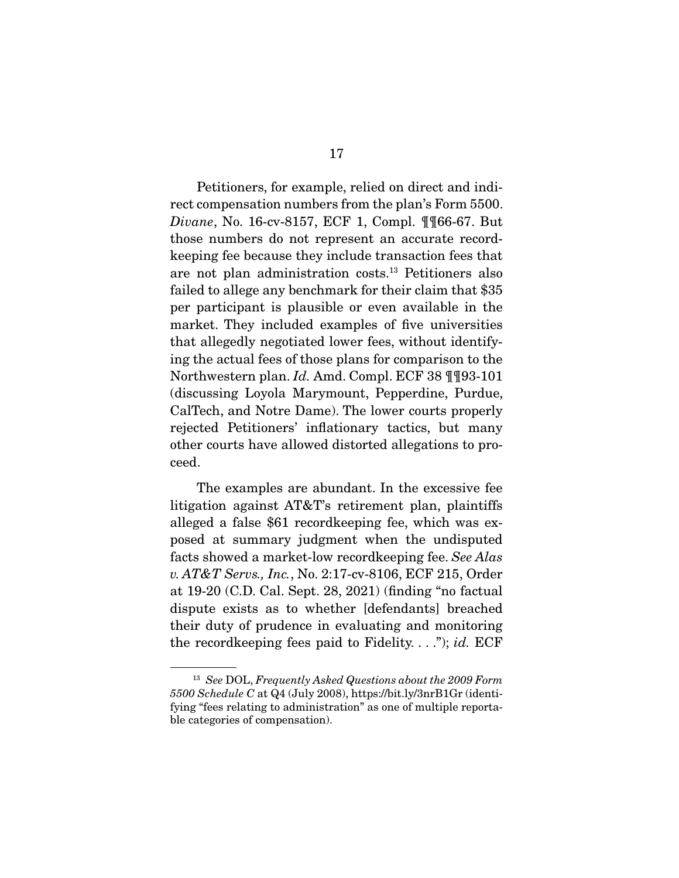Petitioners, for example, relied on direct and indirect compensation numbers from the plan's Form 5500. *Divane*, No. 16-cv-8157, ECF 1, Compl. ¶¶66-67. But those numbers do not represent an accurate recordkeeping fee because they include transaction fees that are not plan administration costs.[13] Petitioners also failed to allege any benchmark for their claim that $35 per participant is plausible or even available in the market. They included examples of five universities that allegedly negotiated lower fees, without identifying the actual fees of those plans for comparison to the Northwestern plan. *Id.* Amd. Compl. ECF 38 ¶¶93-101 (discussing Loyola Marymount, Pepperdine, Purdue, CalTech, and Notre Dame). The lower courts properly rejected Petitioners' inflationary tactics, but many other courts have allowed distorted allegations to proceed.

The examples are abundant. In the excessive fee litigation against AT&T's retirement plan, plaintiffs alleged a false $61 recordkeeping fee, which was exposed at summary judgment when the undisputed facts showed a market-low recordkeeping fee. *See Alas v. AT&T Servs., Inc.*, No. 2:17-cv-8106, ECF 215, Order at 19-20 (C.D. Cal. Sept. 28, 2021) (finding "no factual dispute exists as to whether [defendants] breached their duty of prudence in evaluating and monitoring the recordkeeping fees paid to Fidelity. . . ."); *id.* ECF

---

[13] *See* DOL, *Frequently Asked Questions about the 2009 Form 5500 Schedule C* at Q4 (July 2008), https://bit.ly/3nrB1Gr (identifying "fees relating to administration" as one of multiple reportable categories of compensation).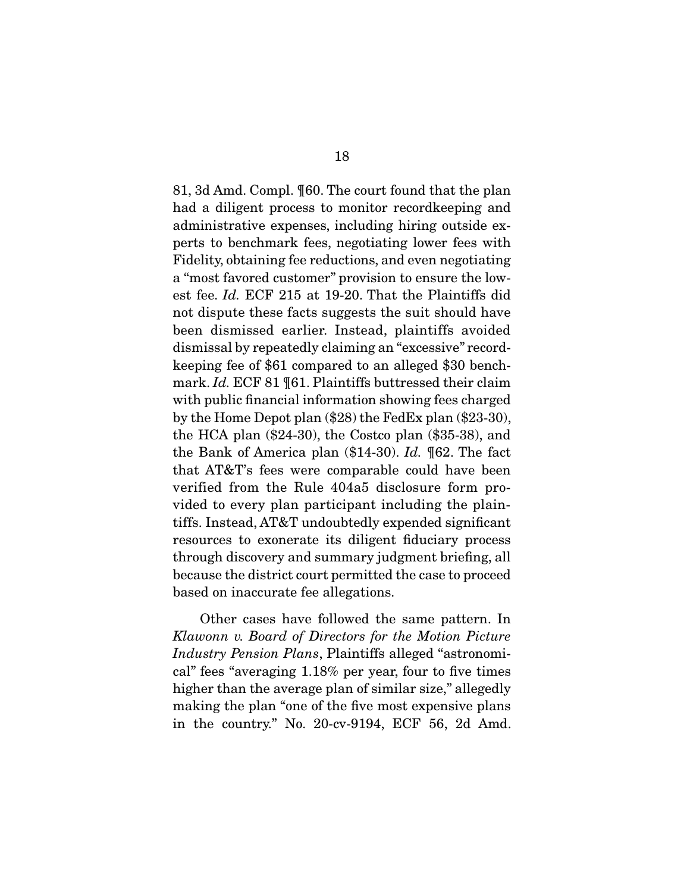81, 3d Amd. Compl. ¶60. The court found that the plan had a diligent process to monitor recordkeeping and administrative expenses, including hiring outside experts to benchmark fees, negotiating lower fees with Fidelity, obtaining fee reductions, and even negotiating a "most favored customer" provision to ensure the lowest fee. *Id.* ECF 215 at 19-20. That the Plaintiffs did not dispute these facts suggests the suit should have been dismissed earlier. Instead, plaintiffs avoided dismissal by repeatedly claiming an "excessive" recordkeeping fee of $61 compared to an alleged $30 benchmark. *Id.* ECF 81 ¶61. Plaintiffs buttressed their claim with public financial information showing fees charged by the Home Depot plan ($28) the FedEx plan ($23-30), the HCA plan ($24-30), the Costco plan ($35-38), and the Bank of America plan ($14-30). *Id.* ¶62. The fact that AT&T's fees were comparable could have been verified from the Rule 404a5 disclosure form provided to every plan participant including the plaintiffs. Instead, AT&T undoubtedly expended significant resources to exonerate its diligent fiduciary process through discovery and summary judgment briefing, all because the district court permitted the case to proceed based on inaccurate fee allegations.

Other cases have followed the same pattern. In *Klawonn v. Board of Directors for the Motion Picture Industry Pension Plans*, Plaintiffs alleged "astronomical" fees "averaging 1.18% per year, four to five times higher than the average plan of similar size," allegedly making the plan "one of the five most expensive plans in the country." No. 20-cv-9194, ECF 56, 2d Amd.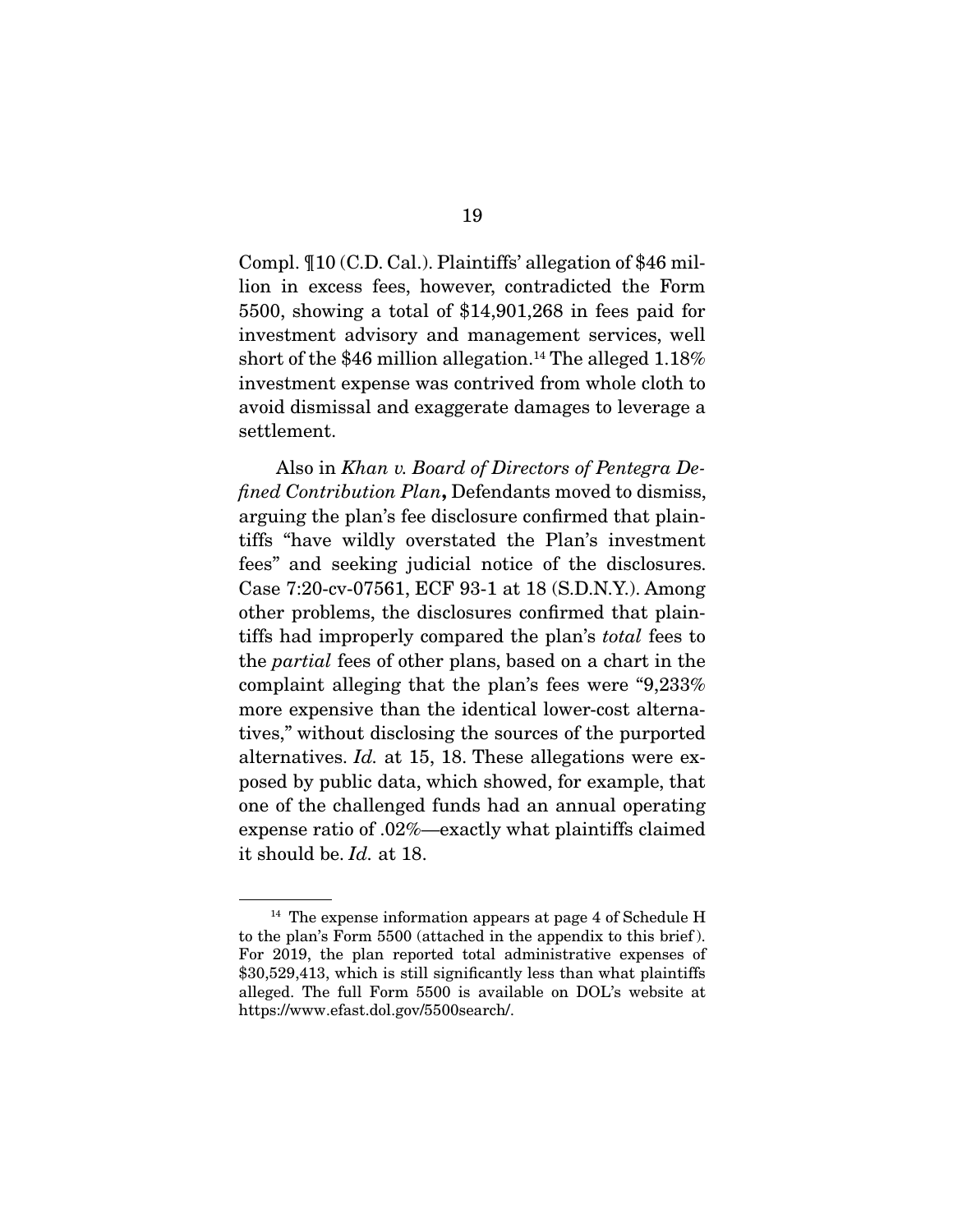Compl. ¶10 (C.D. Cal.). Plaintiffs' allegation of $46 million in excess fees, however, contradicted the Form 5500, showing a total of $14,901,268 in fees paid for investment advisory and management services, well short of the $46 million allegation.[14] The alleged 1.18% investment expense was contrived from whole cloth to avoid dismissal and exaggerate damages to leverage a settlement.

Also in *Khan v. Board of Directors of Pentegra Defined Contribution Plan***,** Defendants moved to dismiss, arguing the plan's fee disclosure confirmed that plaintiffs "have wildly overstated the Plan's investment fees" and seeking judicial notice of the disclosures. Case 7:20-cv-07561, ECF 93-1 at 18 (S.D.N.Y.). Among other problems, the disclosures confirmed that plaintiffs had improperly compared the plan's *total* fees to the *partial* fees of other plans, based on a chart in the complaint alleging that the plan's fees were "9,233% more expensive than the identical lower-cost alternatives," without disclosing the sources of the purported alternatives. *Id.* at 15, 18. These allegations were exposed by public data, which showed, for example, that one of the challenged funds had an annual operating expense ratio of .02%—exactly what plaintiffs claimed it should be. *Id.* at 18.

---

[14] The expense information appears at page 4 of Schedule H to the plan's Form 5500 (attached in the appendix to this brief). For 2019, the plan reported total administrative expenses of $30,529,413, which is still significantly less than what plaintiffs alleged. The full Form 5500 is available on DOL's website at https://www.efast.dol.gov/5500search/.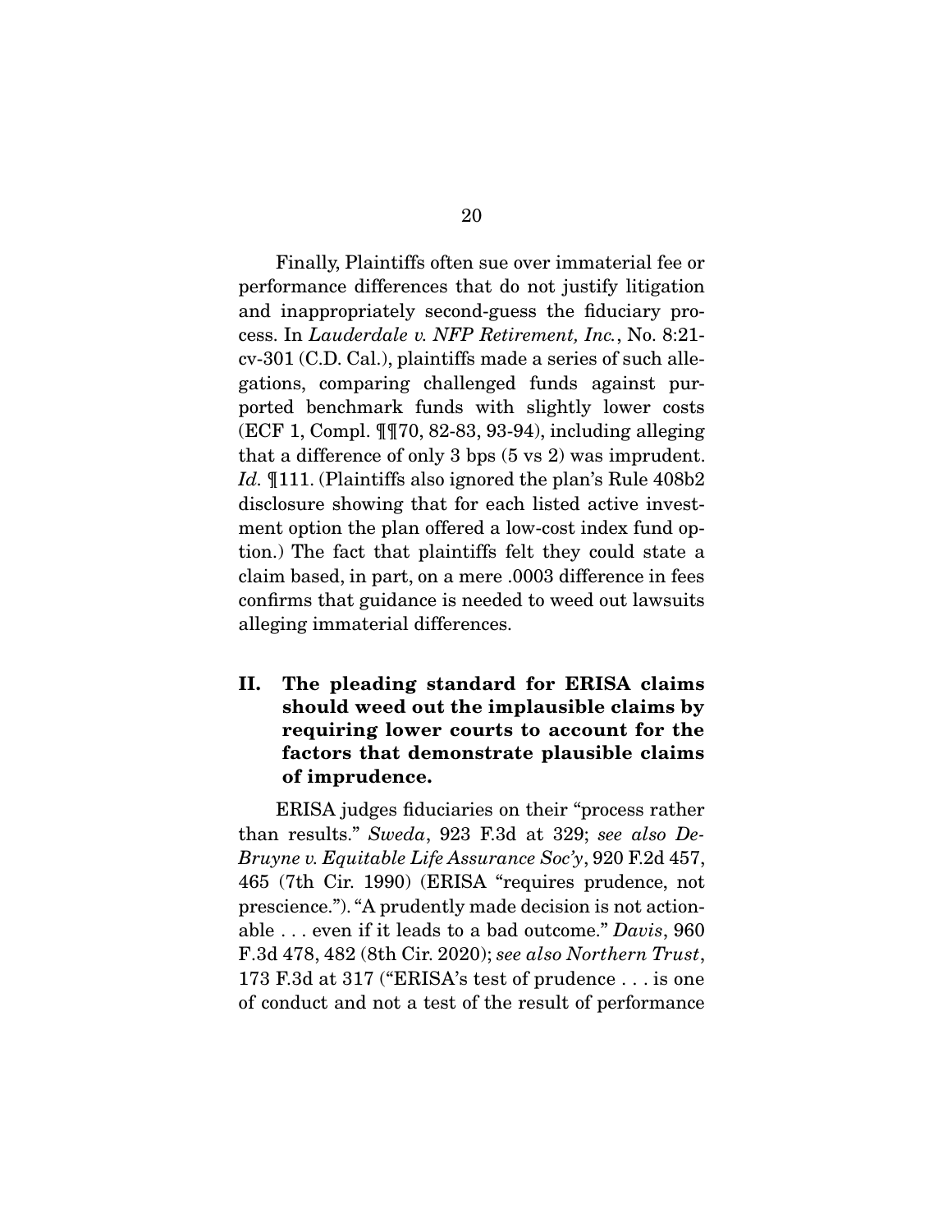Finally, Plaintiffs often sue over immaterial fee or performance differences that do not justify litigation and inappropriately second-guess the fiduciary process. In *Lauderdale v. NFP Retirement, Inc.*, No. 8:21-cv-301 (C.D. Cal.), plaintiffs made a series of such allegations, comparing challenged funds against purported benchmark funds with slightly lower costs (ECF 1, Compl. ¶¶70, 82-83, 93-94), including alleging that a difference of only 3 bps (5 vs 2) was imprudent. *Id.* ¶111. (Plaintiffs also ignored the plan's Rule 408b2 disclosure showing that for each listed active investment option the plan offered a low-cost index fund option.) The fact that plaintiffs felt they could state a claim based, in part, on a mere .0003 difference in fees confirms that guidance is needed to weed out lawsuits alleging immaterial differences.

## II. The pleading standard for ERISA claims should weed out the implausible claims by requiring lower courts to account for the factors that demonstrate plausible claims of imprudence.

ERISA judges fiduciaries on their "process rather than results." *Sweda*, 923 F.3d at 329; *see also DeBruyne v. Equitable Life Assurance Soc'y*, 920 F.2d 457, 465 (7th Cir. 1990) (ERISA "requires prudence, not prescience."). "A prudently made decision is not actionable . . . even if it leads to a bad outcome." *Davis*, 960 F.3d 478, 482 (8th Cir. 2020); *see also Northern Trust*, 173 F.3d at 317 ("ERISA's test of prudence . . . is one of conduct and not a test of the result of performance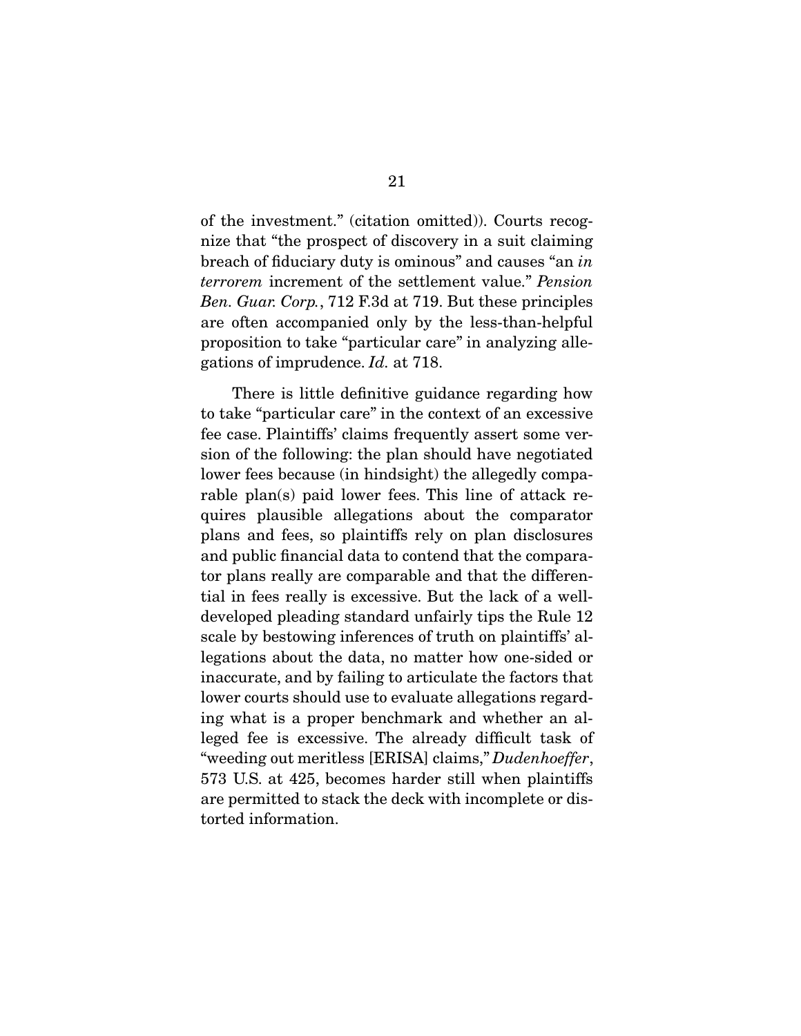of the investment." (citation omitted)). Courts recognize that "the prospect of discovery in a suit claiming breach of fiduciary duty is ominous" and causes "an *in terrorem* increment of the settlement value." *Pension Ben. Guar. Corp.*, 712 F.3d at 719. But these principles are often accompanied only by the less-than-helpful proposition to take "particular care" in analyzing allegations of imprudence. *Id.* at 718.

There is little definitive guidance regarding how to take "particular care" in the context of an excessive fee case. Plaintiffs' claims frequently assert some version of the following: the plan should have negotiated lower fees because (in hindsight) the allegedly comparable plan(s) paid lower fees. This line of attack requires plausible allegations about the comparator plans and fees, so plaintiffs rely on plan disclosures and public financial data to contend that the comparator plans really are comparable and that the differential in fees really is excessive. But the lack of a well-developed pleading standard unfairly tips the Rule 12 scale by bestowing inferences of truth on plaintiffs' allegations about the data, no matter how one-sided or inaccurate, and by failing to articulate the factors that lower courts should use to evaluate allegations regarding what is a proper benchmark and whether an alleged fee is excessive. The already difficult task of "weeding out meritless [ERISA] claims," *Dudenhoeffer*, 573 U.S. at 425, becomes harder still when plaintiffs are permitted to stack the deck with incomplete or distorted information.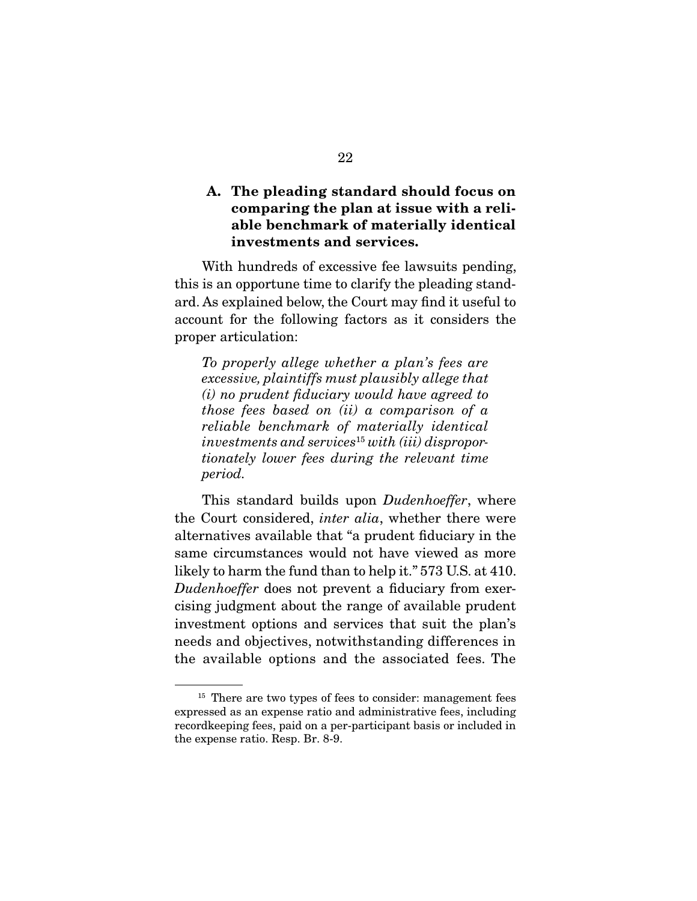### A. The pleading standard should focus on comparing the plan at issue with a reliable benchmark of materially identical investments and services.

With hundreds of excessive fee lawsuits pending, this is an opportune time to clarify the pleading standard. As explained below, the Court may find it useful to account for the following factors as it considers the proper articulation:

> *To properly allege whether a plan's fees are excessive, plaintiffs must plausibly allege that (i) no prudent fiduciary would have agreed to those fees based on (ii) a comparison of a reliable benchmark of materially identical investments and services*[15] *with (iii) disproportionately lower fees during the relevant time period.*

This standard builds upon *Dudenhoeffer*, where the Court considered, *inter alia*, whether there were alternatives available that "a prudent fiduciary in the same circumstances would not have viewed as more likely to harm the fund than to help it." 573 U.S. at 410. *Dudenhoeffer* does not prevent a fiduciary from exercising judgment about the range of available prudent investment options and services that suit the plan's needs and objectives, notwithstanding differences in the available options and the associated fees. The

---

[15] There are two types of fees to consider: management fees expressed as an expense ratio and administrative fees, including recordkeeping fees, paid on a per-participant basis or included in the expense ratio. Resp. Br. 8-9.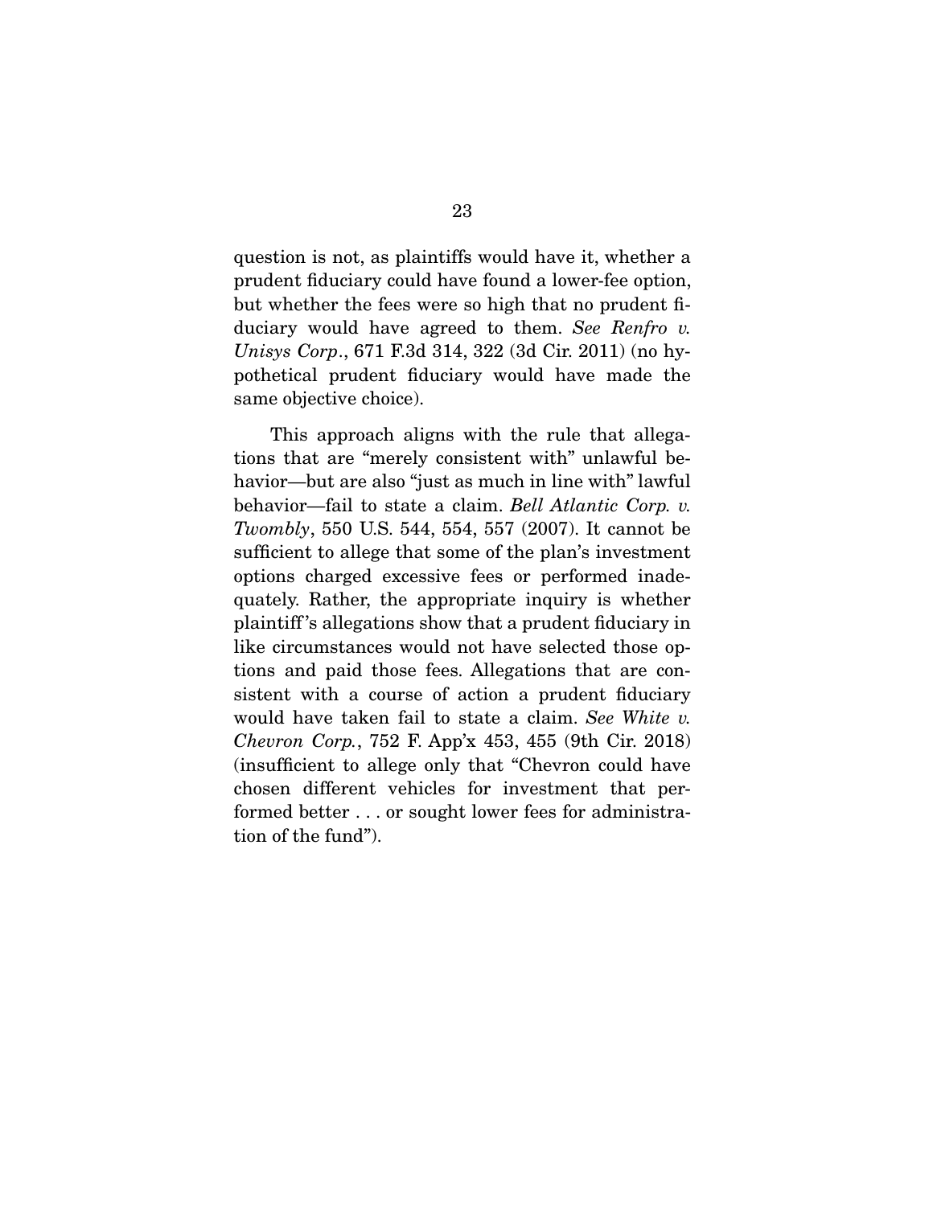question is not, as plaintiffs would have it, whether a prudent fiduciary could have found a lower-fee option, but whether the fees were so high that no prudent fiduciary would have agreed to them. *See Renfro v. Unisys Corp*., 671 F.3d 314, 322 (3d Cir. 2011) (no hypothetical prudent fiduciary would have made the same objective choice).

This approach aligns with the rule that allegations that are "merely consistent with" unlawful behavior—but are also "just as much in line with" lawful behavior—fail to state a claim. *Bell Atlantic Corp. v. Twombly*, 550 U.S. 544, 554, 557 (2007). It cannot be sufficient to allege that some of the plan's investment options charged excessive fees or performed inadequately. Rather, the appropriate inquiry is whether plaintiff's allegations show that a prudent fiduciary in like circumstances would not have selected those options and paid those fees. Allegations that are consistent with a course of action a prudent fiduciary would have taken fail to state a claim. *See White v. Chevron Corp.*, 752 F. App'x 453, 455 (9th Cir. 2018) (insufficient to allege only that "Chevron could have chosen different vehicles for investment that performed better . . . or sought lower fees for administration of the fund").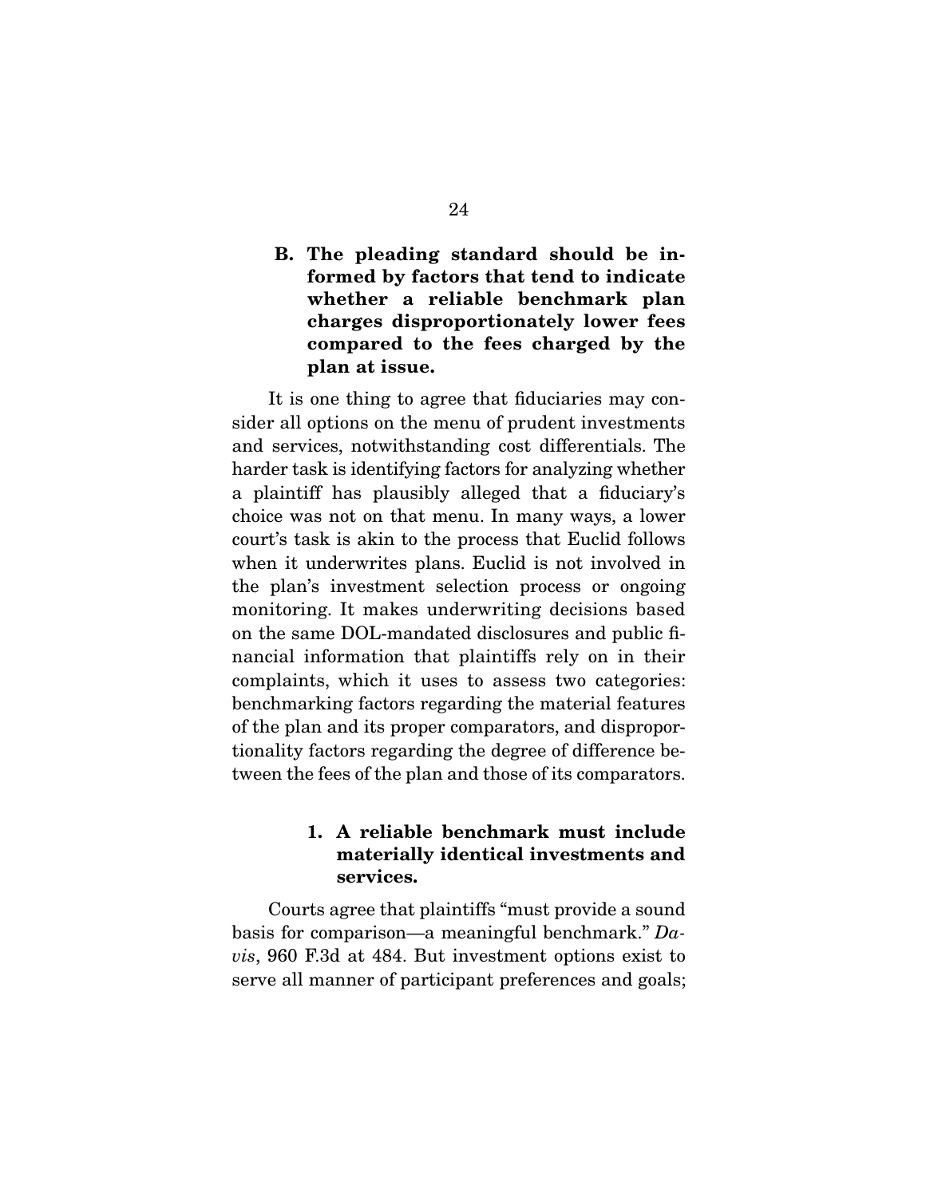### B. The pleading standard should be informed by factors that tend to indicate whether a reliable benchmark plan charges disproportionately lower fees compared to the fees charged by the plan at issue.

It is one thing to agree that fiduciaries may consider all options on the menu of prudent investments and services, notwithstanding cost differentials. The harder task is identifying factors for analyzing whether a plaintiff has plausibly alleged that a fiduciary's choice was not on that menu. In many ways, a lower court's task is akin to the process that Euclid follows when it underwrites plans. Euclid is not involved in the plan's investment selection process or ongoing monitoring. It makes underwriting decisions based on the same DOL-mandated disclosures and public financial information that plaintiffs rely on in their complaints, which it uses to assess two categories: benchmarking factors regarding the material features of the plan and its proper comparators, and disproportionality factors regarding the degree of difference between the fees of the plan and those of its comparators.

#### 1. A reliable benchmark must include materially identical investments and services.

Courts agree that plaintiffs "must provide a sound basis for comparison—a meaningful benchmark." *Davis*, 960 F.3d at 484. But investment options exist to serve all manner of participant preferences and goals;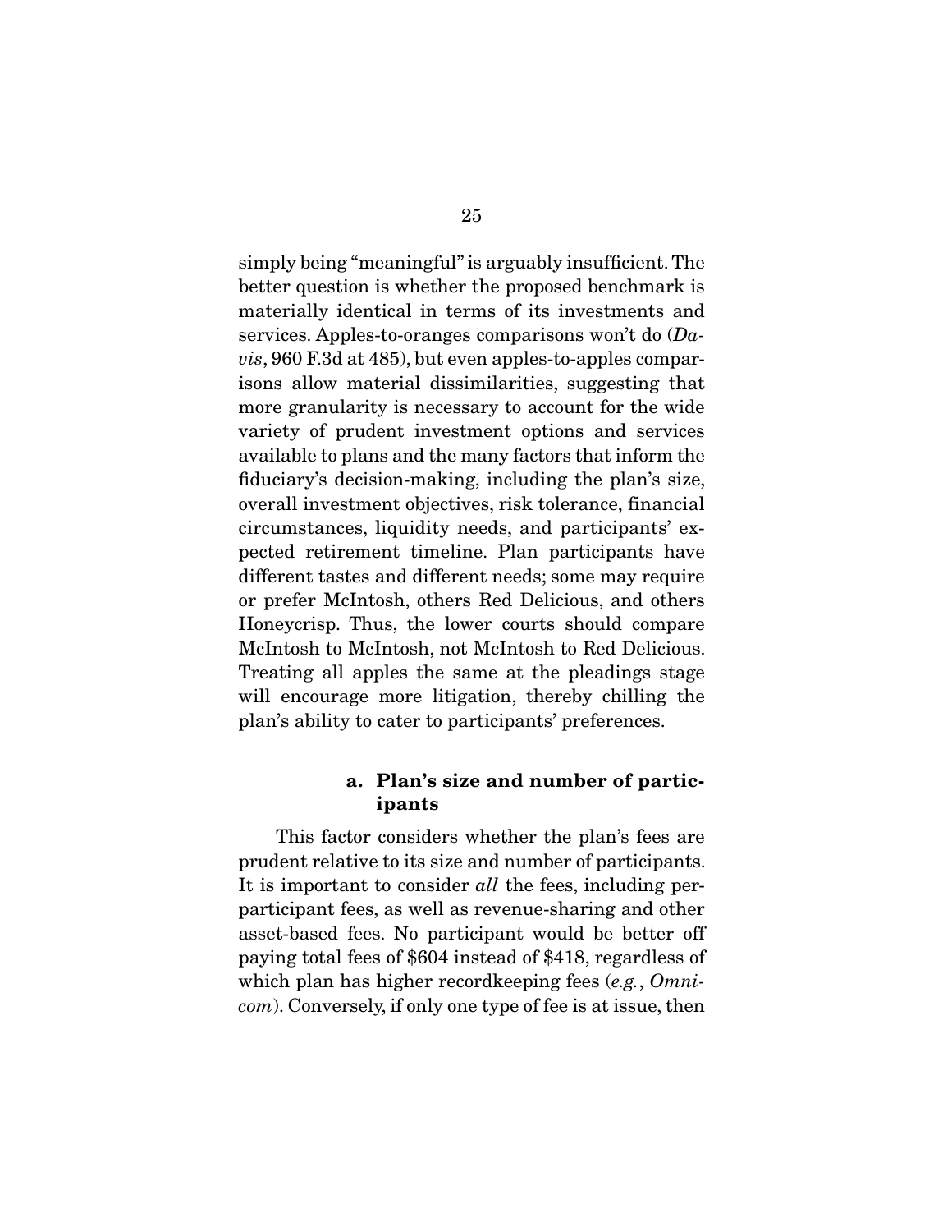simply being "meaningful" is arguably insufficient. The better question is whether the proposed benchmark is materially identical in terms of its investments and services. Apples-to-oranges comparisons won't do (*Davis*, 960 F.3d at 485), but even apples-to-apples comparisons allow material dissimilarities, suggesting that more granularity is necessary to account for the wide variety of prudent investment options and services available to plans and the many factors that inform the fiduciary's decision-making, including the plan's size, overall investment objectives, risk tolerance, financial circumstances, liquidity needs, and participants' expected retirement timeline. Plan participants have different tastes and different needs; some may require or prefer McIntosh, others Red Delicious, and others Honeycrisp. Thus, the lower courts should compare McIntosh to McIntosh, not McIntosh to Red Delicious. Treating all apples the same at the pleadings stage will encourage more litigation, thereby chilling the plan's ability to cater to participants' preferences.

#### a. Plan's size and number of participants

This factor considers whether the plan's fees are prudent relative to its size and number of participants. It is important to consider *all* the fees, including per-participant fees, as well as revenue-sharing and other asset-based fees. No participant would be better off paying total fees of $604 instead of $418, regardless of which plan has higher recordkeeping fees (*e.g.*, *Omnicom*). Conversely, if only one type of fee is at issue, then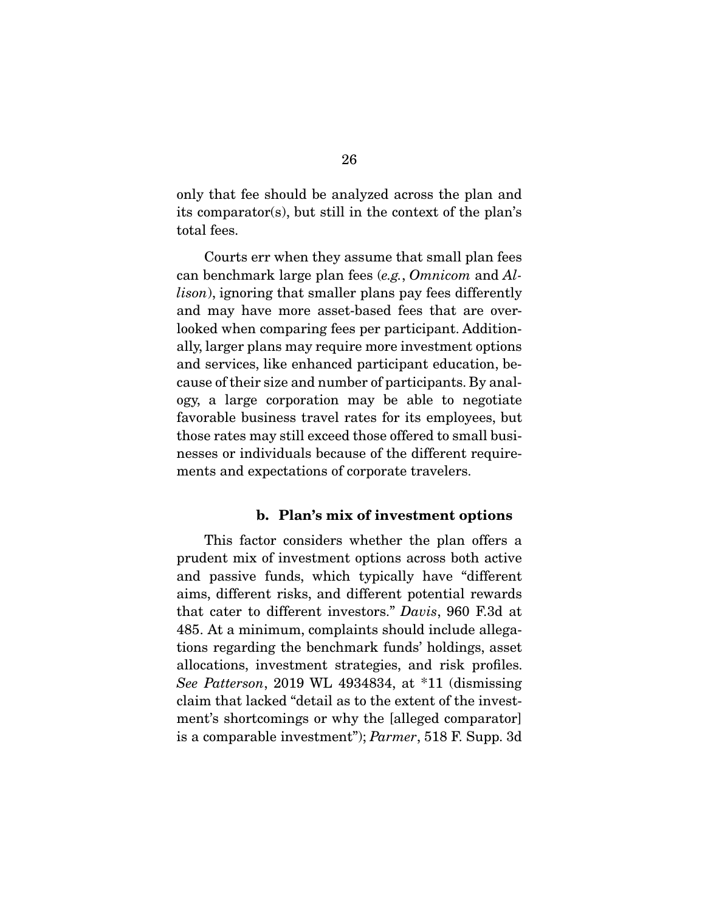only that fee should be analyzed across the plan and its comparator(s), but still in the context of the plan's total fees.

Courts err when they assume that small plan fees can benchmark large plan fees (*e.g.*, *Omnicom* and *Allison*), ignoring that smaller plans pay fees differently and may have more asset-based fees that are overlooked when comparing fees per participant. Additionally, larger plans may require more investment options and services, like enhanced participant education, because of their size and number of participants. By analogy, a large corporation may be able to negotiate favorable business travel rates for its employees, but those rates may still exceed those offered to small businesses or individuals because of the different requirements and expectations of corporate travelers.

#### b. Plan's mix of investment options

This factor considers whether the plan offers a prudent mix of investment options across both active and passive funds, which typically have "different aims, different risks, and different potential rewards that cater to different investors." *Davis*, 960 F.3d at 485. At a minimum, complaints should include allegations regarding the benchmark funds' holdings, asset allocations, investment strategies, and risk profiles. *See Patterson*, 2019 WL 4934834, at *11 (dismissing claim that lacked "detail as to the extent of the investment's shortcomings or why the [alleged comparator] is a comparable investment"); *Parmer*, 518 F. Supp. 3d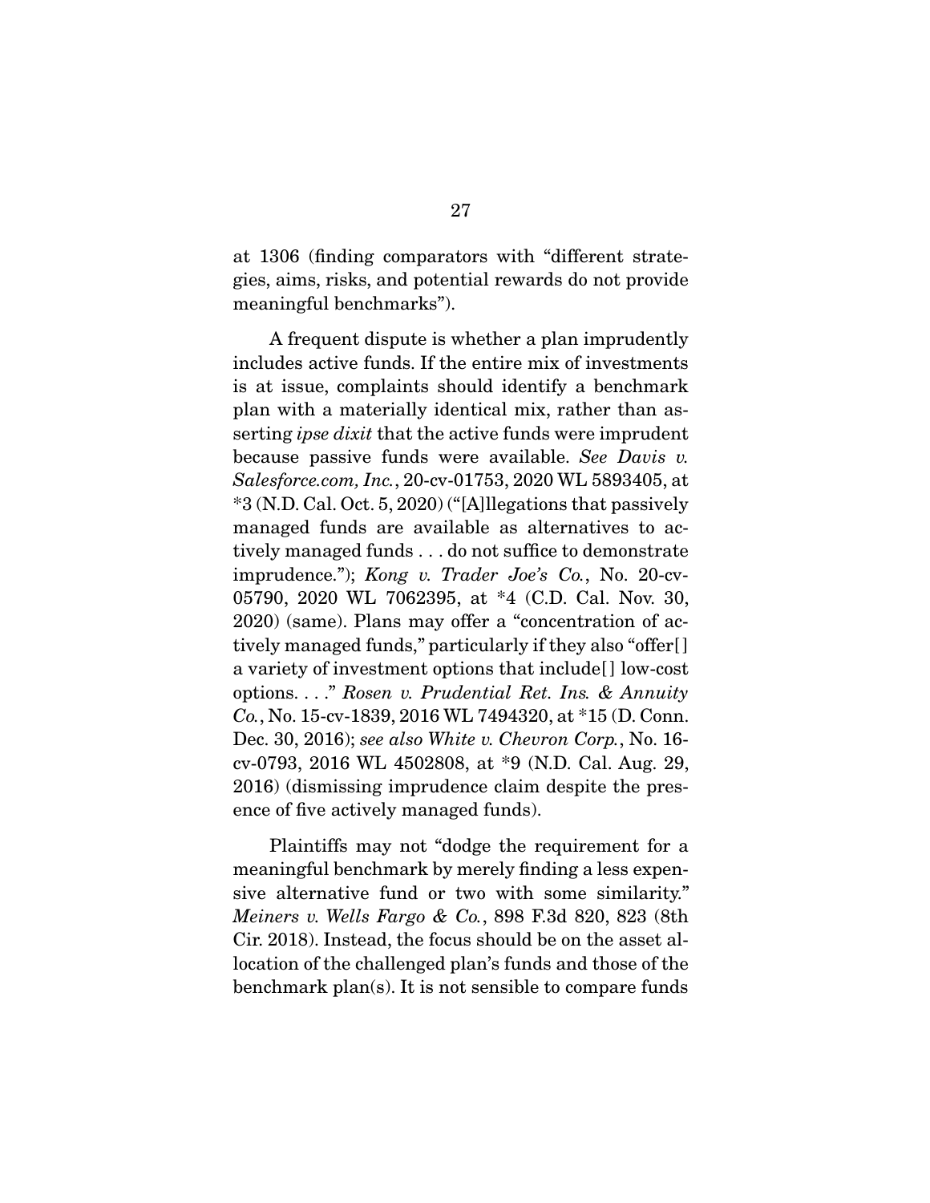at 1306 (finding comparators with "different strategies, aims, risks, and potential rewards do not provide meaningful benchmarks").

A frequent dispute is whether a plan imprudently includes active funds. If the entire mix of investments is at issue, complaints should identify a benchmark plan with a materially identical mix, rather than asserting *ipse dixit* that the active funds were imprudent because passive funds were available. *See Davis v. Salesforce.com, Inc.*, 20-cv-01753, 2020 WL 5893405, at *3 (N.D. Cal. Oct. 5, 2020) ("[A]llegations that passively managed funds are available as alternatives to actively managed funds . . . do not suffice to demonstrate imprudence."); *Kong v. Trader Joe's Co.*, No. 20-cv-05790, 2020 WL 7062395, at *4 (C.D. Cal. Nov. 30, 2020) (same). Plans may offer a "concentration of actively managed funds," particularly if they also "offer[] a variety of investment options that include[] low-cost options. . . ." *Rosen v. Prudential Ret. Ins. & Annuity Co.*, No. 15-cv-1839, 2016 WL 7494320, at *15 (D. Conn. Dec. 30, 2016); *see also White v. Chevron Corp.*, No. 16-cv-0793, 2016 WL 4502808, at *9 (N.D. Cal. Aug. 29, 2016) (dismissing imprudence claim despite the presence of five actively managed funds).

Plaintiffs may not "dodge the requirement for a meaningful benchmark by merely finding a less expensive alternative fund or two with some similarity." *Meiners v. Wells Fargo & Co.*, 898 F.3d 820, 823 (8th Cir. 2018). Instead, the focus should be on the asset allocation of the challenged plan's funds and those of the benchmark plan(s). It is not sensible to compare funds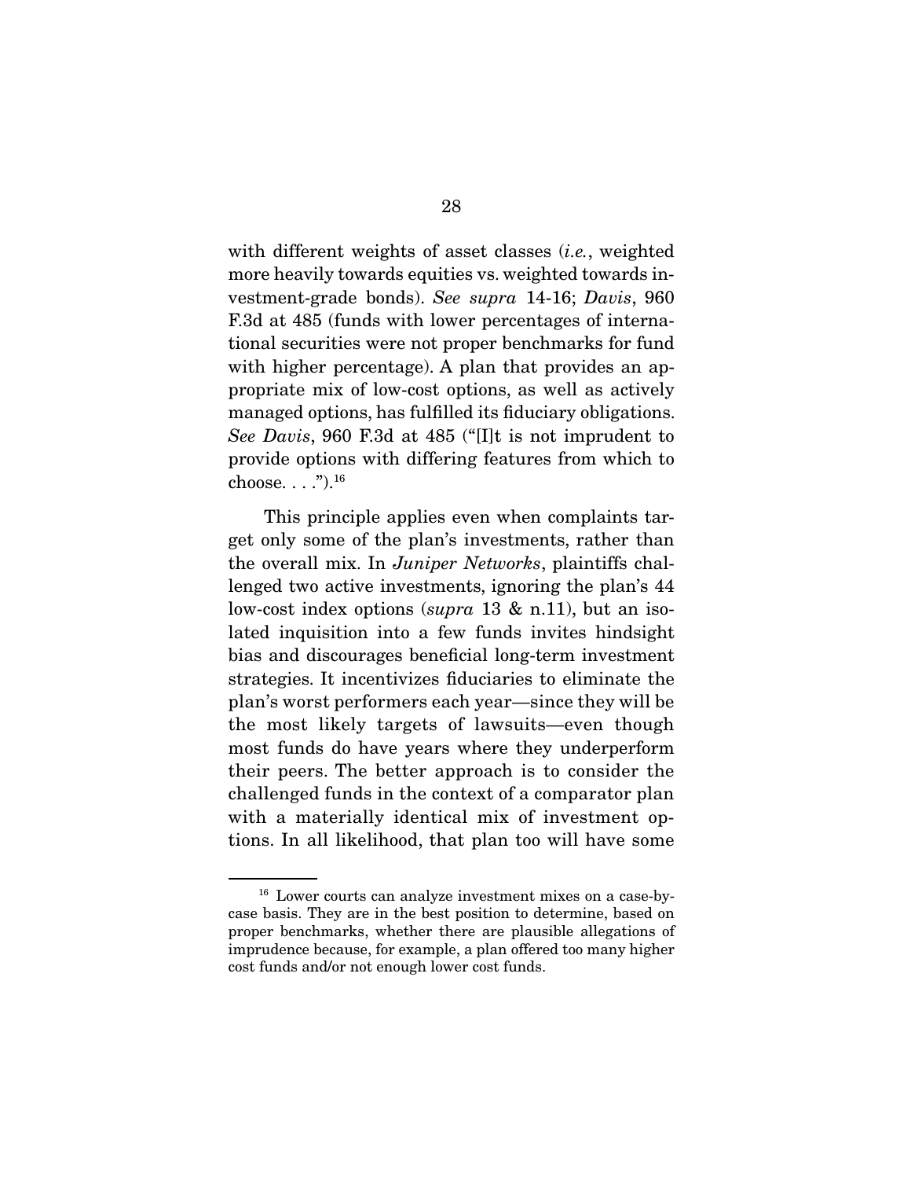with different weights of asset classes (*i.e.*, weighted more heavily towards equities vs. weighted towards investment-grade bonds). *See supra* 14-16; *Davis*, 960 F.3d at 485 (funds with lower percentages of international securities were not proper benchmarks for fund with higher percentage). A plan that provides an appropriate mix of low-cost options, as well as actively managed options, has fulfilled its fiduciary obligations. *See Davis*, 960 F.3d at 485 ("[I]t is not imprudent to provide options with differing features from which to choose. . . .").[16]

This principle applies even when complaints target only some of the plan's investments, rather than the overall mix. In *Juniper Networks*, plaintiffs challenged two active investments, ignoring the plan's 44 low-cost index options (*supra* 13 & n.11), but an isolated inquisition into a few funds invites hindsight bias and discourages beneficial long-term investment strategies. It incentivizes fiduciaries to eliminate the plan's worst performers each year—since they will be the most likely targets of lawsuits—even though most funds do have years where they underperform their peers. The better approach is to consider the challenged funds in the context of a comparator plan with a materially identical mix of investment options. In all likelihood, that plan too will have some

[16] Lower courts can analyze investment mixes on a case-by-case basis. They are in the best position to determine, based on proper benchmarks, whether there are plausible allegations of imprudence because, for example, a plan offered too many higher cost funds and/or not enough lower cost funds.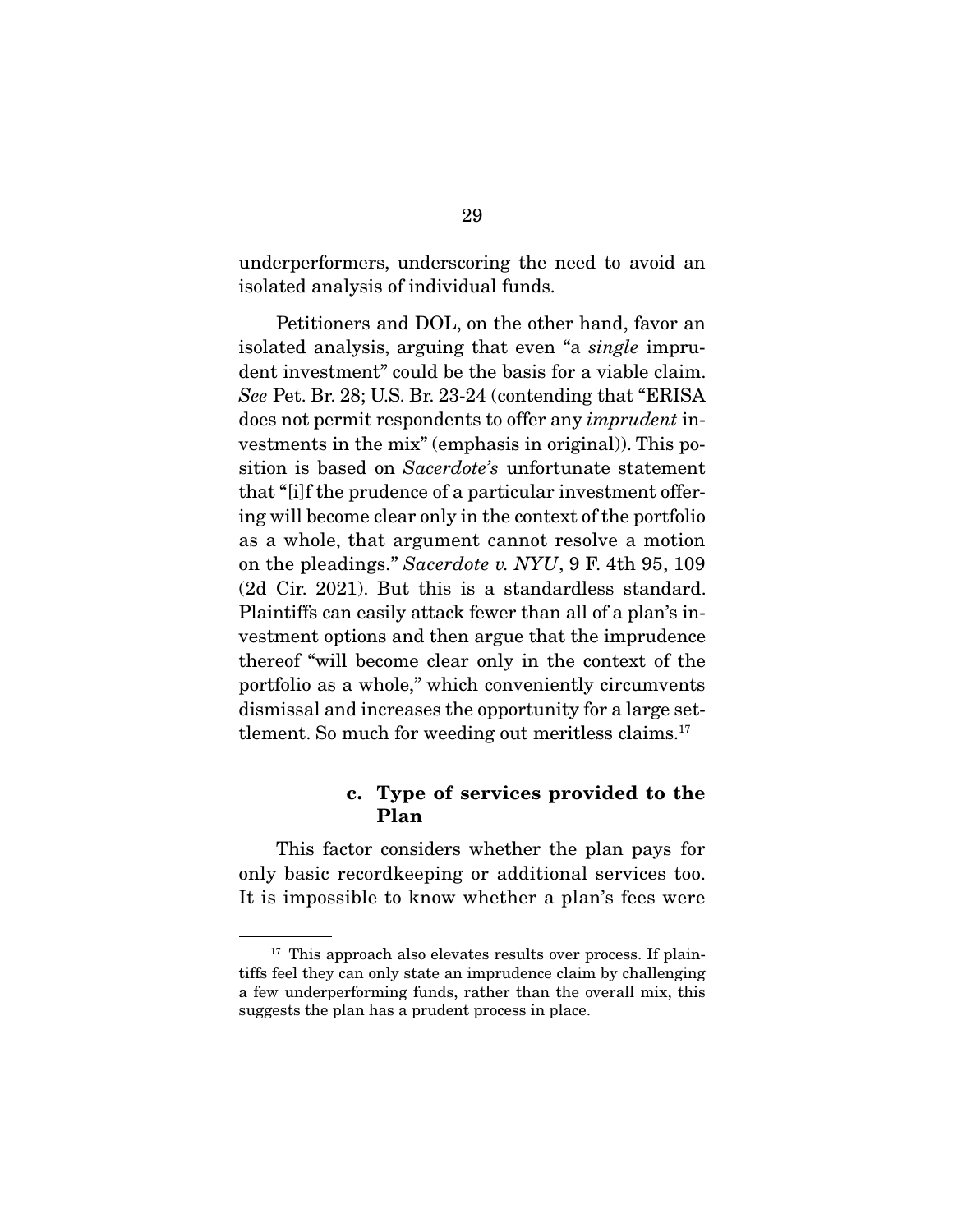underperformers, underscoring the need to avoid an isolated analysis of individual funds.

Petitioners and DOL, on the other hand, favor an isolated analysis, arguing that even "a *single* imprudent investment" could be the basis for a viable claim. *See* Pet. Br. 28; U.S. Br. 23-24 (contending that "ERISA does not permit respondents to offer any *imprudent* investments in the mix" (emphasis in original)). This position is based on *Sacerdote's* unfortunate statement that "[i]f the prudence of a particular investment offering will become clear only in the context of the portfolio as a whole, that argument cannot resolve a motion on the pleadings." *Sacerdote v. NYU*, 9 F. 4th 95, 109 (2d Cir. 2021). But this is a standardless standard. Plaintiffs can easily attack fewer than all of a plan's investment options and then argue that the imprudence thereof "will become clear only in the context of the portfolio as a whole," which conveniently circumvents dismissal and increases the opportunity for a large settlement. So much for weeding out meritless claims.[17]

#### c. Type of services provided to the Plan

This factor considers whether the plan pays for only basic recordkeeping or additional services too. It is impossible to know whether a plan's fees were

[17] This approach also elevates results over process. If plaintiffs feel they can only state an imprudence claim by challenging a few underperforming funds, rather than the overall mix, this suggests the plan has a prudent process in place.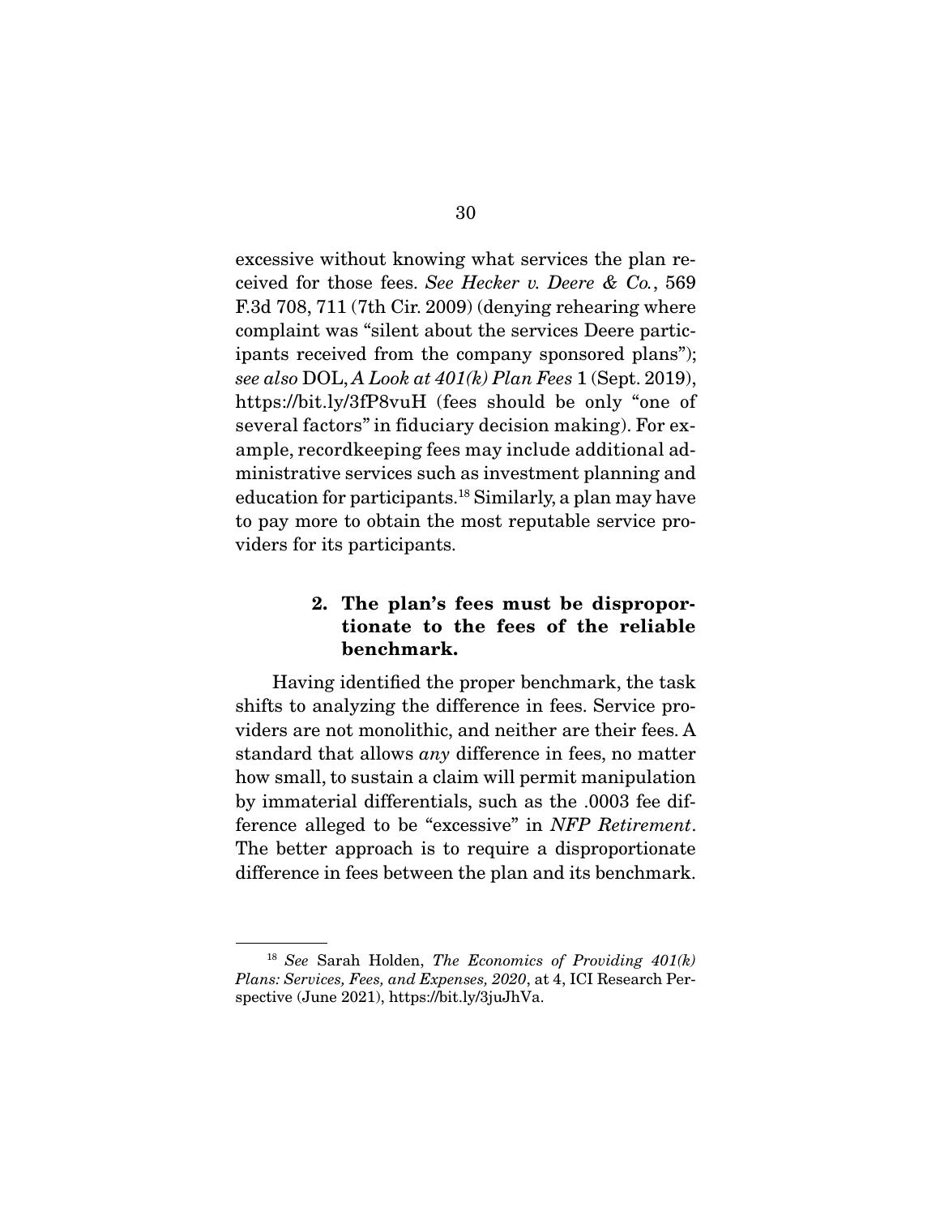excessive without knowing what services the plan received for those fees. *See Hecker v. Deere & Co.*, 569 F.3d 708, 711 (7th Cir. 2009) (denying rehearing where complaint was "silent about the services Deere participants received from the company sponsored plans"); *see also* DOL, *A Look at 401(k) Plan Fees* 1 (Sept. 2019), https://bit.ly/3fP8vuH (fees should be only "one of several factors" in fiduciary decision making). For example, recordkeeping fees may include additional administrative services such as investment planning and education for participants.[18] Similarly, a plan may have to pay more to obtain the most reputable service providers for its participants.

#### 2. The plan's fees must be disproportionate to the fees of the reliable benchmark.

Having identified the proper benchmark, the task shifts to analyzing the difference in fees. Service providers are not monolithic, and neither are their fees. A standard that allows *any* difference in fees, no matter how small, to sustain a claim will permit manipulation by immaterial differentials, such as the .0003 fee difference alleged to be "excessive" in *NFP Retirement*. The better approach is to require a disproportionate difference in fees between the plan and its benchmark.

---

[18] *See* Sarah Holden, *The Economics of Providing 401(k) Plans: Services, Fees, and Expenses, 2020*, at 4, ICI Research Perspective (June 2021), https://bit.ly/3juJhVa.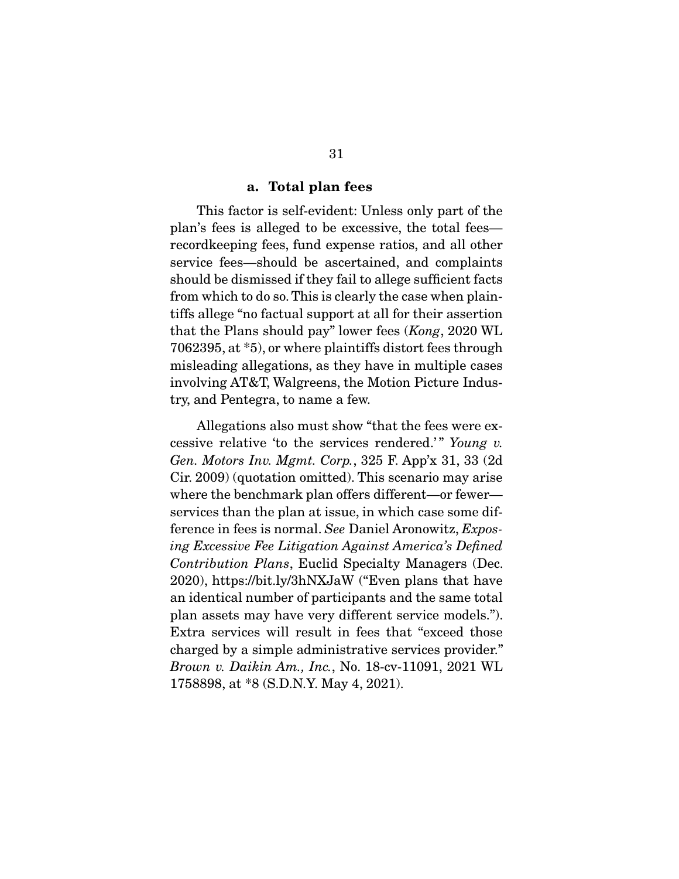#### a. Total plan fees

This factor is self-evident: Unless only part of the plan's fees is alleged to be excessive, the total fees—recordkeeping fees, fund expense ratios, and all other service fees—should be ascertained, and complaints should be dismissed if they fail to allege sufficient facts from which to do so. This is clearly the case when plaintiffs allege "no factual support at all for their assertion that the Plans should pay" lower fees (*Kong*, 2020 WL 7062395, at *5), or where plaintiffs distort fees through misleading allegations, as they have in multiple cases involving AT&T, Walgreens, the Motion Picture Industry, and Pentegra, to name a few.

Allegations also must show "that the fees were excessive relative 'to the services rendered.'" *Young v. Gen. Motors Inv. Mgmt. Corp.*, 325 F. App'x 31, 33 (2d Cir. 2009) (quotation omitted). This scenario may arise where the benchmark plan offers different—or fewer—services than the plan at issue, in which case some difference in fees is normal. *See* Daniel Aronowitz, *Exposing Excessive Fee Litigation Against America's Defined Contribution Plans*, Euclid Specialty Managers (Dec. 2020), https://bit.ly/3hNXJaW ("Even plans that have an identical number of participants and the same total plan assets may have very different service models."). Extra services will result in fees that "exceed those charged by a simple administrative services provider." *Brown v. Daikin Am., Inc.*, No. 18-cv-11091, 2021 WL 1758898, at *8 (S.D.N.Y. May 4, 2021).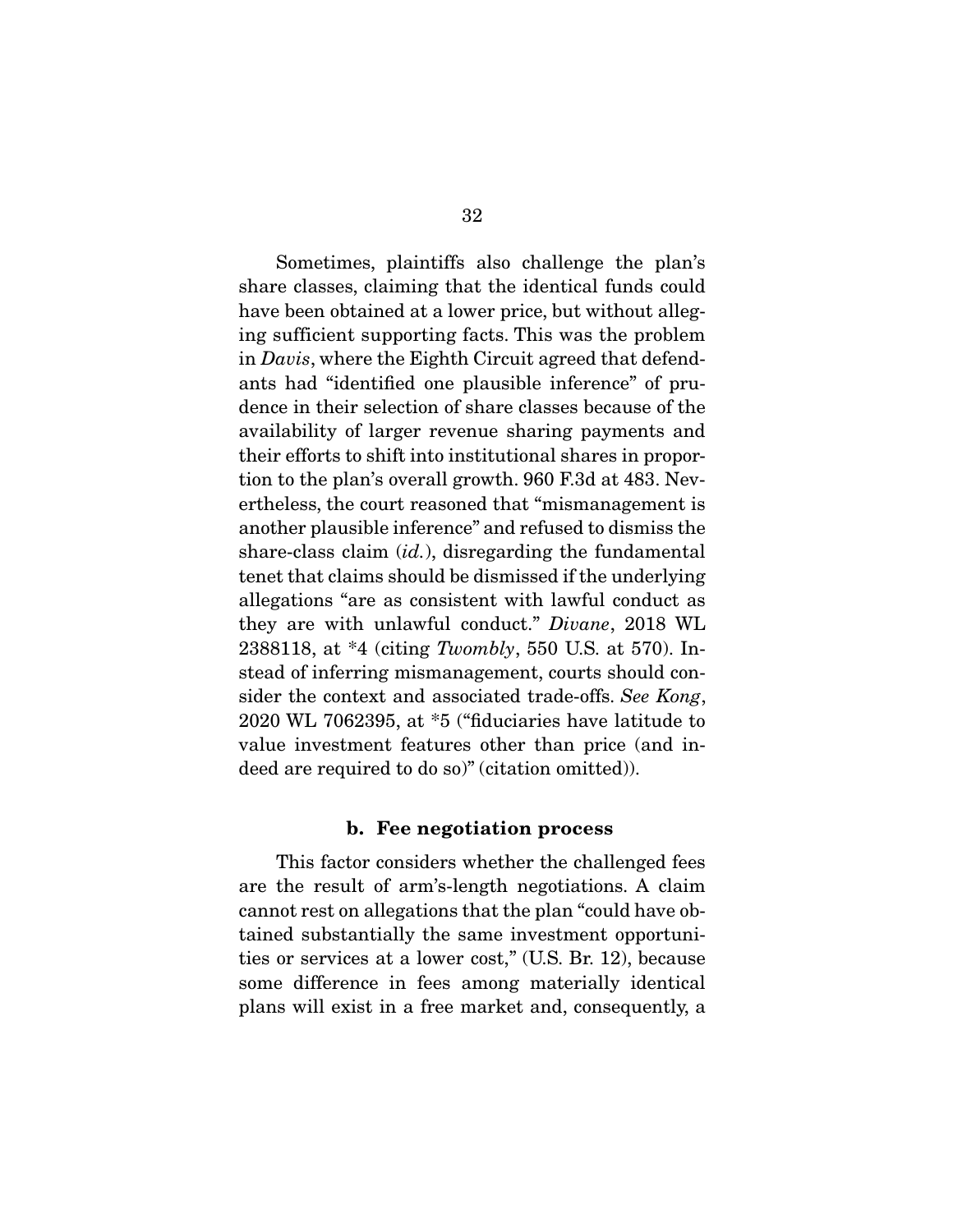Sometimes, plaintiffs also challenge the plan's share classes, claiming that the identical funds could have been obtained at a lower price, but without alleging sufficient supporting facts. This was the problem in *Davis*, where the Eighth Circuit agreed that defendants had "identified one plausible inference" of prudence in their selection of share classes because of the availability of larger revenue sharing payments and their efforts to shift into institutional shares in proportion to the plan's overall growth. 960 F.3d at 483. Nevertheless, the court reasoned that "mismanagement is another plausible inference" and refused to dismiss the share-class claim (*id.*), disregarding the fundamental tenet that claims should be dismissed if the underlying allegations "are as consistent with lawful conduct as they are with unlawful conduct." *Divane*, 2018 WL 2388118, at *4 (citing *Twombly*, 550 U.S. at 570). Instead of inferring mismanagement, courts should consider the context and associated trade-offs. *See Kong*, 2020 WL 7062395, at *5 ("fiduciaries have latitude to value investment features other than price (and indeed are required to do so)" (citation omitted)).

#### b. Fee negotiation process

This factor considers whether the challenged fees are the result of arm's-length negotiations. A claim cannot rest on allegations that the plan "could have obtained substantially the same investment opportunities or services at a lower cost," (U.S. Br. 12), because some difference in fees among materially identical plans will exist in a free market and, consequently, a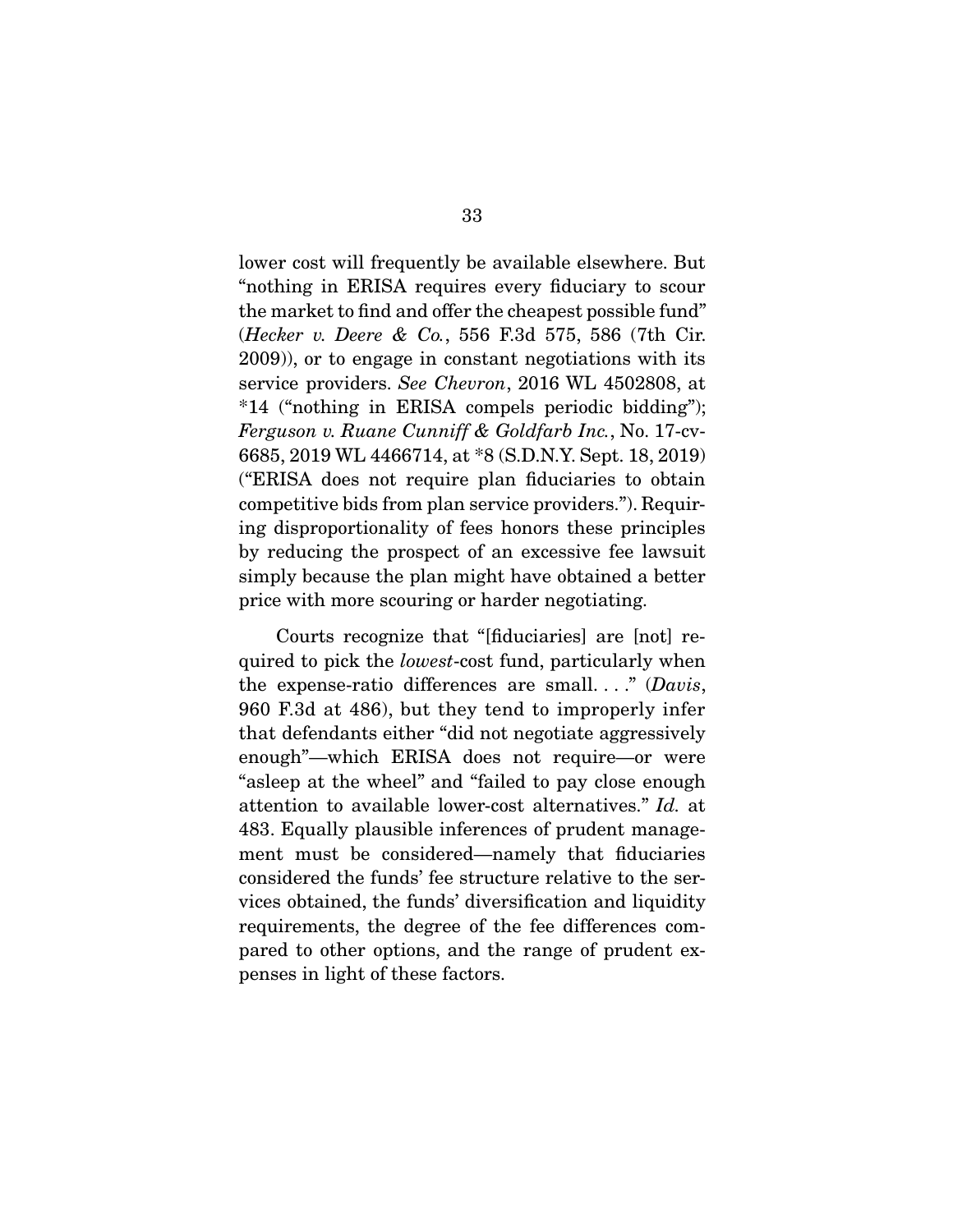lower cost will frequently be available elsewhere. But "nothing in ERISA requires every fiduciary to scour the market to find and offer the cheapest possible fund" (*Hecker v. Deere & Co.*, 556 F.3d 575, 586 (7th Cir. 2009)), or to engage in constant negotiations with its service providers. *See Chevron*, 2016 WL 4502808, at *14 ("nothing in ERISA compels periodic bidding"); *Ferguson v. Ruane Cunniff & Goldfarb Inc.*, No. 17-cv-6685, 2019 WL 4466714, at *8 (S.D.N.Y. Sept. 18, 2019) ("ERISA does not require plan fiduciaries to obtain competitive bids from plan service providers."). Requiring disproportionality of fees honors these principles by reducing the prospect of an excessive fee lawsuit simply because the plan might have obtained a better price with more scouring or harder negotiating.

Courts recognize that "[fiduciaries] are [not] required to pick the *lowest*-cost fund, particularly when the expense-ratio differences are small. . . ." (*Davis*, 960 F.3d at 486), but they tend to improperly infer that defendants either "did not negotiate aggressively enough"—which ERISA does not require—or were "asleep at the wheel" and "failed to pay close enough attention to available lower-cost alternatives." *Id.* at 483. Equally plausible inferences of prudent management must be considered—namely that fiduciaries considered the funds' fee structure relative to the services obtained, the funds' diversification and liquidity requirements, the degree of the fee differences compared to other options, and the range of prudent expenses in light of these factors.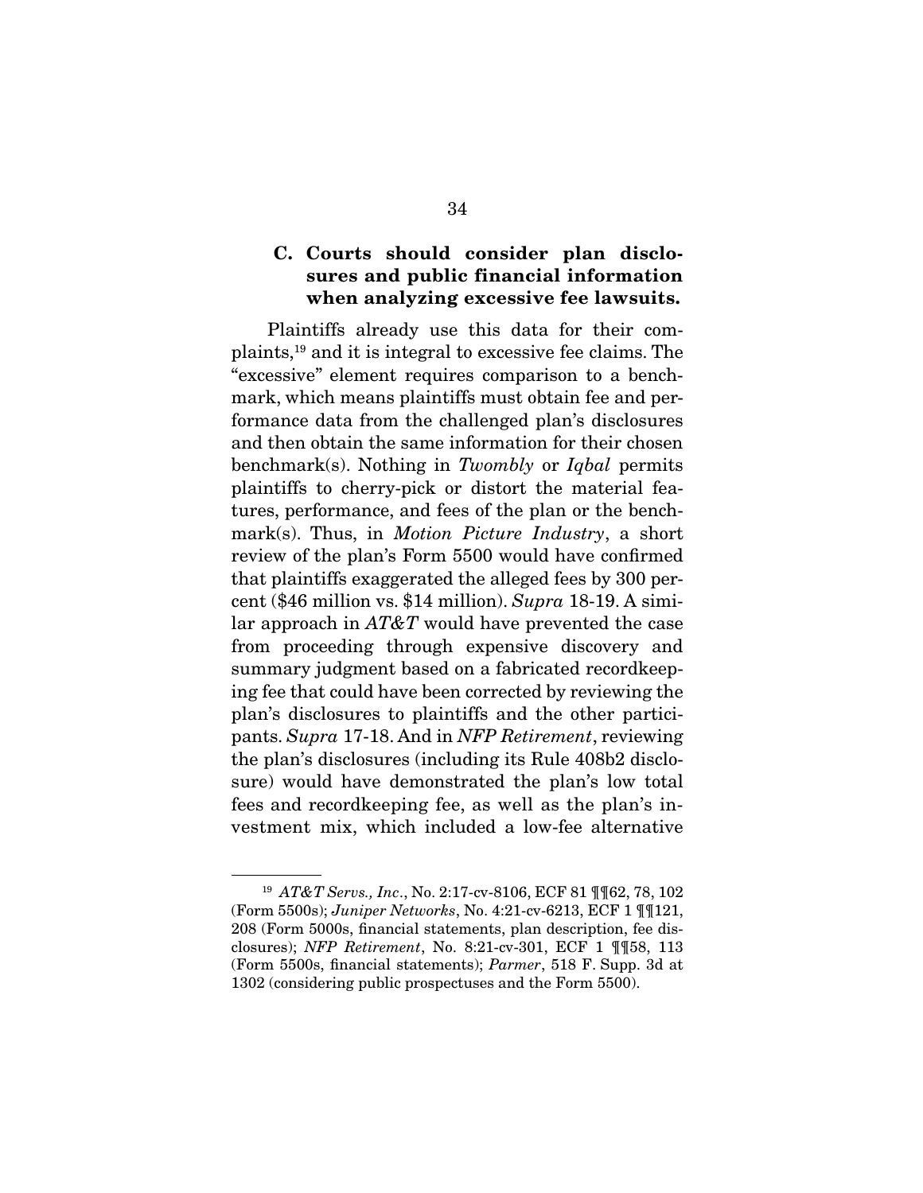### C. Courts should consider plan disclosures and public financial information when analyzing excessive fee lawsuits.

Plaintiffs already use this data for their complaints,[19] and it is integral to excessive fee claims. The "excessive" element requires comparison to a benchmark, which means plaintiffs must obtain fee and performance data from the challenged plan's disclosures and then obtain the same information for their chosen benchmark(s). Nothing in *Twombly* or *Iqbal* permits plaintiffs to cherry-pick or distort the material features, performance, and fees of the plan or the benchmark(s). Thus, in *Motion Picture Industry*, a short review of the plan's Form 5500 would have confirmed that plaintiffs exaggerated the alleged fees by 300 percent ($46 million vs. $14 million). *Supra* 18-19. A similar approach in *AT&T* would have prevented the case from proceeding through expensive discovery and summary judgment based on a fabricated recordkeeping fee that could have been corrected by reviewing the plan's disclosures to plaintiffs and the other participants. *Supra* 17-18. And in *NFP Retirement*, reviewing the plan's disclosures (including its Rule 408b2 disclosure) would have demonstrated the plan's low total fees and recordkeeping fee, as well as the plan's investment mix, which included a low-fee alternative

---

[19] *AT&T Servs., Inc.*, No. 2:17-cv-8106, ECF 81 ¶¶62, 78, 102 (Form 5500s); *Juniper Networks*, No. 4:21-cv-6213, ECF 1 ¶¶121, 208 (Form 5000s, financial statements, plan description, fee disclosures); *NFP Retirement*, No. 8:21-cv-301, ECF 1 ¶¶58, 113 (Form 5500s, financial statements); *Parmer*, 518 F. Supp. 3d at 1302 (considering public prospectuses and the Form 5500).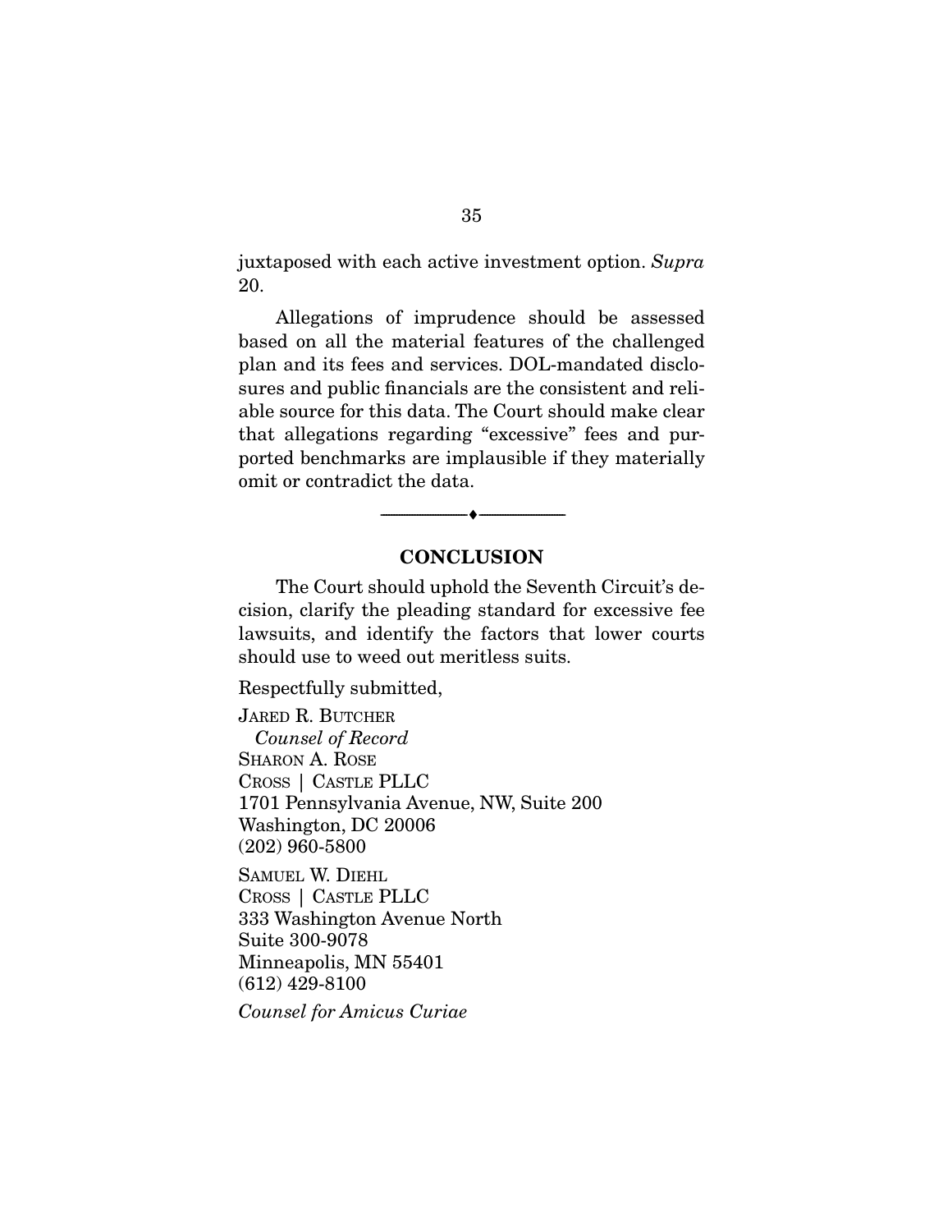juxtaposed with each active investment option. *Supra* 20.

Allegations of imprudence should be assessed based on all the material features of the challenged plan and its fees and services. DOL-mandated disclosures and public financials are the consistent and reliable source for this data. The Court should make clear that allegations regarding "excessive" fees and purported benchmarks are implausible if they materially omit or contradict the data.

## CONCLUSION

The Court should uphold the Seventh Circuit's decision, clarify the pleading standard for excessive fee lawsuits, and identify the factors that lower courts should use to weed out meritless suits.

Respectfully submitted,

JARED R. BUTCHER
*Counsel of Record*
SHARON A. ROSE
CROSS | CASTLE PLLC
1701 Pennsylvania Avenue, NW, Suite 200
Washington, DC 20006
(202) 960-5800

SAMUEL W. DIEHL
CROSS | CASTLE PLLC
333 Washington Avenue North
Suite 300-9078
Minneapolis, MN 55401
(612) 429-8100

*Counsel for Amicus Curiae*